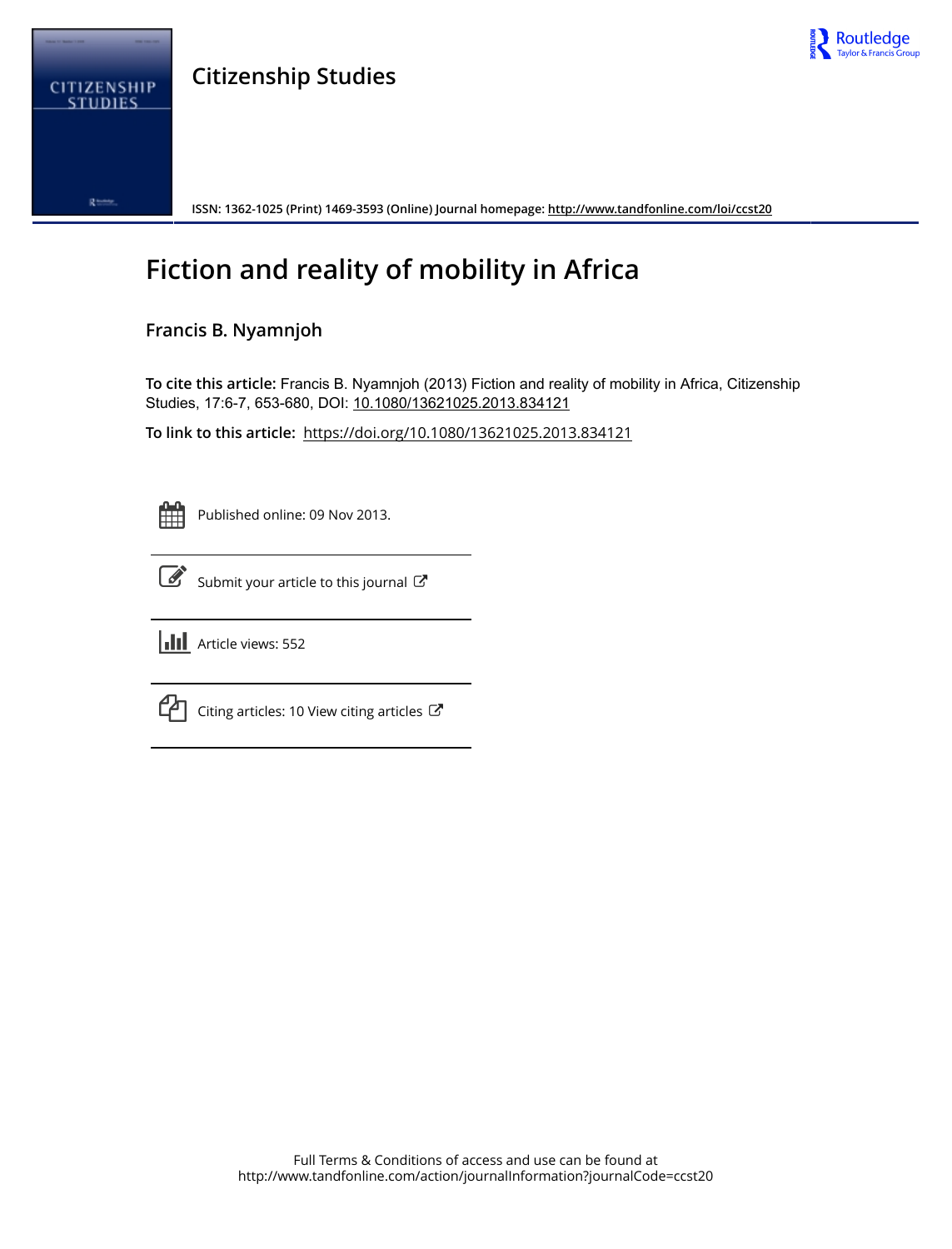Citizenship Studies

ISSN: 1362-1025 (Print) 1469-3593 (Online) Journal homepage: http://www.tandfonline.com/loi/ccst20

# Fiction and reality of mobility in Africa

**Francis B. Nyamnjoh**

**To cite this article:** Francis B. Nyamnjoh (2013) Fiction and reality of mobility in Africa, Citizenship Studies, 17:6-7, 653-680, DOI: 10.1080/13621025.2013.834121

**To link to this article:** https://doi.org/10.1080/13621025.2013.834121

Published online: 09 Nov 2013.

Submit your article to this journal

Article views: 552

Citing articles: 10 View citing articles

Full Terms & Conditions of access and use can be found at
http://www.tandfonline.com/action/journalInformation?journalCode=ccst20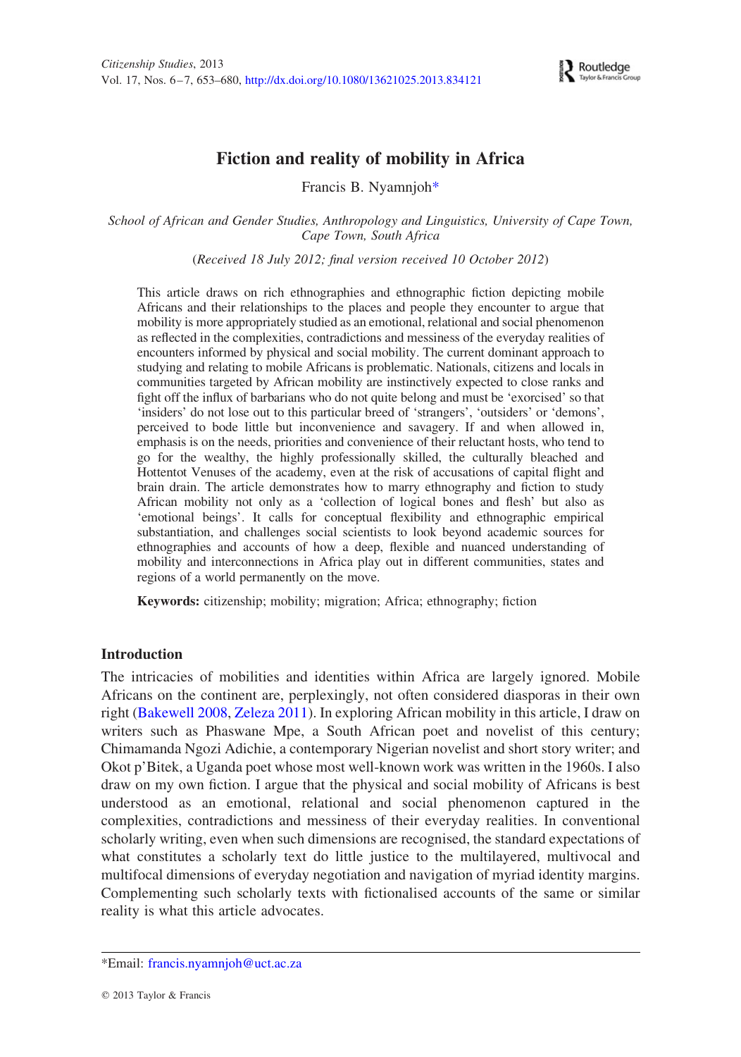# Fiction and reality of mobility in Africa

Francis B. Nyamnjoh*

*School of African and Gender Studies, Anthropology and Linguistics, University of Cape Town, Cape Town, South Africa*

(*Received 18 July 2012; final version received 10 October 2012*)

This article draws on rich ethnographies and ethnographic fiction depicting mobile Africans and their relationships to the places and people they encounter to argue that mobility is more appropriately studied as an emotional, relational and social phenomenon as reflected in the complexities, contradictions and messiness of the everyday realities of encounters informed by physical and social mobility. The current dominant approach to studying and relating to mobile Africans is problematic. Nationals, citizens and locals in communities targeted by African mobility are instinctively expected to close ranks and fight off the influx of barbarians who do not quite belong and must be 'exorcised' so that 'insiders' do not lose out to this particular breed of 'strangers', 'outsiders' or 'demons', perceived to bode little but inconvenience and savagery. If and when allowed in, emphasis is on the needs, priorities and convenience of their reluctant hosts, who tend to go for the wealthy, the highly professionally skilled, the culturally bleached and Hottentot Venuses of the academy, even at the risk of accusations of capital flight and brain drain. The article demonstrates how to marry ethnography and fiction to study African mobility not only as a 'collection of logical bones and flesh' but also as 'emotional beings'. It calls for conceptual flexibility and ethnographic empirical substantiation, and challenges social scientists to look beyond academic sources for ethnographies and accounts of how a deep, flexible and nuanced understanding of mobility and interconnections in Africa play out in different communities, states and regions of a world permanently on the move.

**Keywords:** citizenship; mobility; migration; Africa; ethnography; fiction

## Introduction

The intricacies of mobilities and identities within Africa are largely ignored. Mobile Africans on the continent are, perplexingly, not often considered diasporas in their own right (Bakewell 2008, Zeleza 2011). In exploring African mobility in this article, I draw on writers such as Phaswane Mpe, a South African poet and novelist of this century; Chimamanda Ngozi Adichie, a contemporary Nigerian novelist and short story writer; and Okot p'Bitek, a Uganda poet whose most well-known work was written in the 1960s. I also draw on my own fiction. I argue that the physical and social mobility of Africans is best understood as an emotional, relational and social phenomenon captured in the complexities, contradictions and messiness of their everyday realities. In conventional scholarly writing, even when such dimensions are recognised, the standard expectations of what constitutes a scholarly text do little justice to the multilayered, multivocal and multifocal dimensions of everyday negotiation and navigation of myriad identity margins. Complementing such scholarly texts with fictionalised accounts of the same or similar reality is what this article advocates.

*Email: francis.nyamnjoh@uct.ac.za

© 2013 Taylor & Francis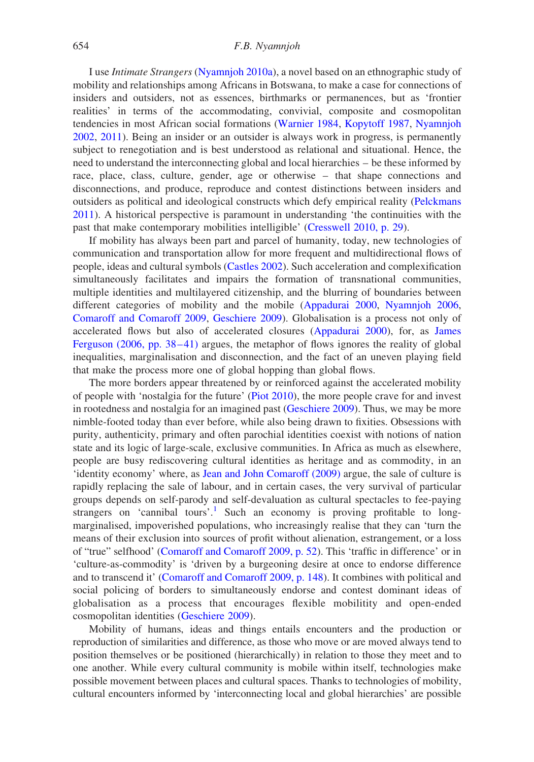I use *Intimate Strangers* (Nyamnjoh 2010a), a novel based on an ethnographic study of mobility and relationships among Africans in Botswana, to make a case for connections of insiders and outsiders, not as essences, birthmarks or permanences, but as 'frontier realities' in terms of the accommodating, convivial, composite and cosmopolitan tendencies in most African social formations (Warnier 1984, Kopytoff 1987, Nyamnjoh 2002, 2011). Being an insider or an outsider is always work in progress, is permanently subject to renegotiation and is best understood as relational and situational. Hence, the need to understand the interconnecting global and local hierarchies – be these informed by race, place, class, culture, gender, age or otherwise – that shape connections and disconnections, and produce, reproduce and contest distinctions between insiders and outsiders as political and ideological constructs which defy empirical reality (Pelckmans 2011). A historical perspective is paramount in understanding 'the continuities with the past that make contemporary mobilities intelligible' (Cresswell 2010, p. 29).

If mobility has always been part and parcel of humanity, today, new technologies of communication and transportation allow for more frequent and multidirectional flows of people, ideas and cultural symbols (Castles 2002). Such acceleration and complexification simultaneously facilitates and impairs the formation of transnational communities, multiple identities and multilayered citizenship, and the blurring of boundaries between different categories of mobility and the mobile (Appadurai 2000, Nyamnjoh 2006, Comaroff and Comaroff 2009, Geschiere 2009). Globalisation is a process not only of accelerated flows but of accelerated closures (Appadurai 2000), for, as James Ferguson (2006, pp. 38–41) argues, the metaphor of flows ignores the reality of global inequalities, marginalisation and disconnection, and the fact of an uneven playing field that make the process more one of global hopping than global flows.

The more borders appear threatened by or reinforced against the accelerated mobility of people with 'nostalgia for the future' (Piot 2010), the more people crave for and invest in rootedness and nostalgia for an imagined past (Geschiere 2009). Thus, we may be more nimble-footed today than ever before, while also being drawn to fixities. Obsessions with purity, authenticity, primary and often parochial identities coexist with notions of nation state and its logic of large-scale, exclusive communities. In Africa as much as elsewhere, people are busy rediscovering cultural identities as heritage and as commodity, in an 'identity economy' where, as Jean and John Comaroff (2009) argue, the sale of culture is rapidly replacing the sale of labour, and in certain cases, the very survival of particular groups depends on self-parody and self-devaluation as cultural spectacles to fee-paying strangers on 'cannibal tours'.[1] Such an economy is proving profitable to long-marginalised, impoverished populations, who increasingly realise that they can 'turn the means of their exclusion into sources of profit without alienation, estrangement, or a loss of "true" selfhood' (Comaroff and Comaroff 2009, p. 52). This 'traffic in difference' or in 'culture-as-commodity' is 'driven by a burgeoning desire at once to endorse difference and to transcend it' (Comaroff and Comaroff 2009, p. 148). It combines with political and social policing of borders to simultaneously endorse and contest dominant ideas of globalisation as a process that encourages flexible mobility and open-ended cosmopolitan identities (Geschiere 2009).

Mobility of humans, ideas and things entails encounters and the production or reproduction of similarities and difference, as those who move or are moved always tend to position themselves or be positioned (hierarchically) in relation to those they meet and to one another. While every cultural community is mobile within itself, technologies make possible movement between places and cultural spaces. Thanks to technologies of mobility, cultural encounters informed by 'interconnecting local and global hierarchies' are possible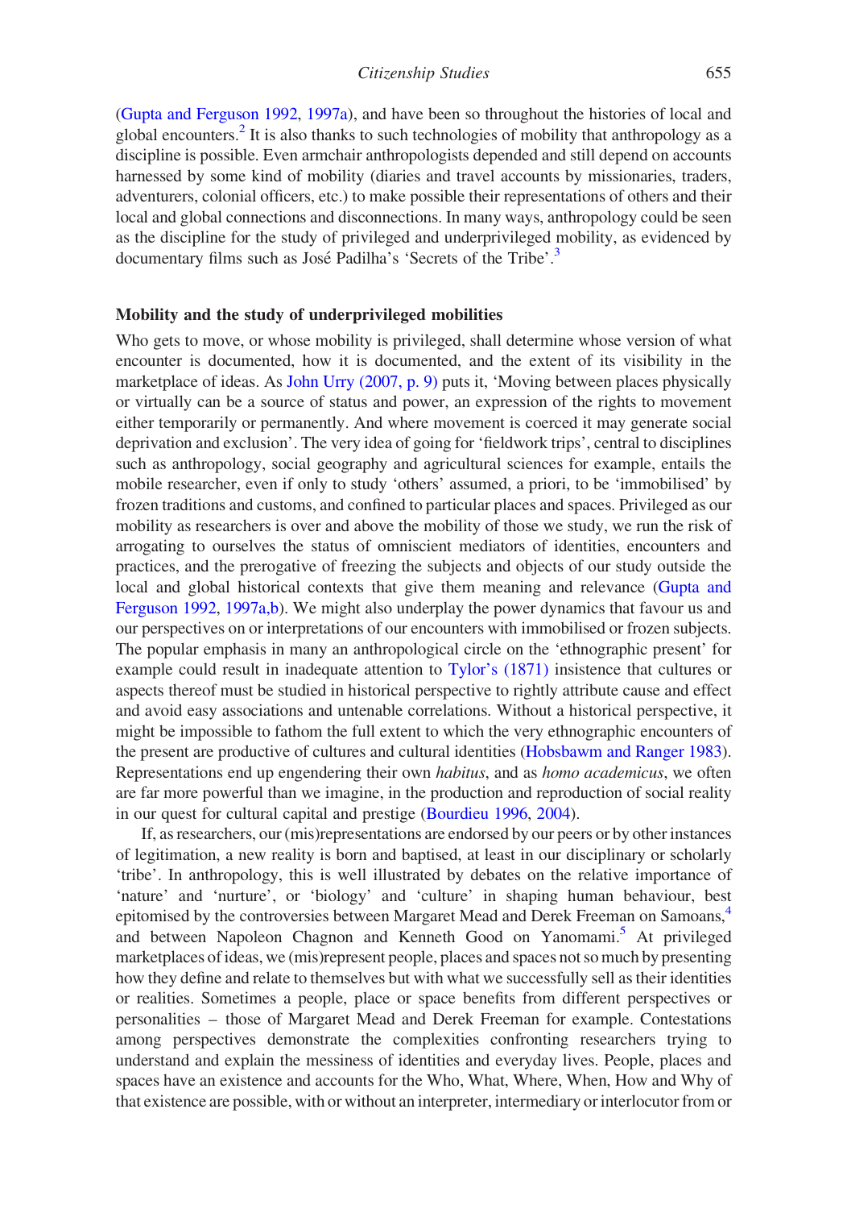(Gupta and Ferguson 1992, 1997a), and have been so throughout the histories of local and global encounters.[2] It is also thanks to such technologies of mobility that anthropology as a discipline is possible. Even armchair anthropologists depended and still depend on accounts harnessed by some kind of mobility (diaries and travel accounts by missionaries, traders, adventurers, colonial officers, etc.) to make possible their representations of others and their local and global connections and disconnections. In many ways, anthropology could be seen as the discipline for the study of privileged and underprivileged mobility, as evidenced by documentary films such as José Padilha's 'Secrets of the Tribe'.[3]

### Mobility and the study of underprivileged mobilities

Who gets to move, or whose mobility is privileged, shall determine whose version of what encounter is documented, how it is documented, and the extent of its visibility in the marketplace of ideas. As John Urry (2007, p. 9) puts it, 'Moving between places physically or virtually can be a source of status and power, an expression of the rights to movement either temporarily or permanently. And where movement is coerced it may generate social deprivation and exclusion'. The very idea of going for 'fieldwork trips', central to disciplines such as anthropology, social geography and agricultural sciences for example, entails the mobile researcher, even if only to study 'others' assumed, a priori, to be 'immobilised' by frozen traditions and customs, and confined to particular places and spaces. Privileged as our mobility as researchers is over and above the mobility of those we study, we run the risk of arrogating to ourselves the status of omniscient mediators of identities, encounters and practices, and the prerogative of freezing the subjects and objects of our study outside the local and global historical contexts that give them meaning and relevance (Gupta and Ferguson 1992, 1997a,b). We might also underplay the power dynamics that favour us and our perspectives on or interpretations of our encounters with immobilised or frozen subjects. The popular emphasis in many an anthropological circle on the 'ethnographic present' for example could result in inadequate attention to Tylor's (1871) insistence that cultures or aspects thereof must be studied in historical perspective to rightly attribute cause and effect and avoid easy associations and untenable correlations. Without a historical perspective, it might be impossible to fathom the full extent to which the very ethnographic encounters of the present are productive of cultures and cultural identities (Hobsbawm and Ranger 1983). Representations end up engendering their own *habitus*, and as *homo academicus*, we often are far more powerful than we imagine, in the production and reproduction of social reality in our quest for cultural capital and prestige (Bourdieu 1996, 2004).

If, as researchers, our (mis)representations are endorsed by our peers or by other instances of legitimation, a new reality is born and baptised, at least in our disciplinary or scholarly 'tribe'. In anthropology, this is well illustrated by debates on the relative importance of 'nature' and 'nurture', or 'biology' and 'culture' in shaping human behaviour, best epitomised by the controversies between Margaret Mead and Derek Freeman on Samoans,[4] and between Napoleon Chagnon and Kenneth Good on Yanomami.[5] At privileged marketplaces of ideas, we (mis)represent people, places and spaces not so much by presenting how they define and relate to themselves but with what we successfully sell as their identities or realities. Sometimes a people, place or space benefits from different perspectives or personalities – those of Margaret Mead and Derek Freeman for example. Contestations among perspectives demonstrate the complexities confronting researchers trying to understand and explain the messiness of identities and everyday lives. People, places and spaces have an existence and accounts for the Who, What, Where, When, How and Why of that existence are possible, with or without an interpreter, intermediary or interlocutor from or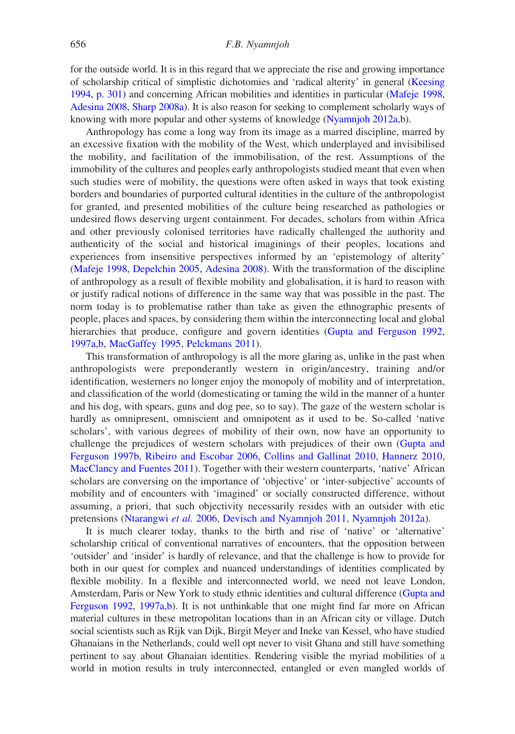for the outside world. It is in this regard that we appreciate the rise and growing importance of scholarship critical of simplistic dichotomies and 'radical alterity' in general (Keesing 1994, p. 301) and concerning African mobilities and identities in particular (Mafeje 1998, Adesina 2008, Sharp 2008a). It is also reason for seeking to complement scholarly ways of knowing with more popular and other systems of knowledge (Nyamnjoh 2012a,b).

Anthropology has come a long way from its image as a marred discipline, marred by an excessive fixation with the mobility of the West, which underplayed and invisibilised the mobility, and facilitation of the immobilisation, of the rest. Assumptions of the immobility of the cultures and peoples early anthropologists studied meant that even when such studies were of mobility, the questions were often asked in ways that took existing borders and boundaries of purported cultural identities in the culture of the anthropologist for granted, and presented mobilities of the culture being researched as pathologies or undesired flows deserving urgent containment. For decades, scholars from within Africa and other previously colonised territories have radically challenged the authority and authenticity of the social and historical imaginings of their peoples, locations and experiences from insensitive perspectives informed by an 'epistemology of alterity' (Mafeje 1998, Depelchin 2005, Adesina 2008). With the transformation of the discipline of anthropology as a result of flexible mobility and globalisation, it is hard to reason with or justify radical notions of difference in the same way that was possible in the past. The norm today is to problematise rather than take as given the ethnographic presents of people, places and spaces, by considering them within the interconnecting local and global hierarchies that produce, configure and govern identities (Gupta and Ferguson 1992, 1997a,b, MacGaffey 1995, Pelckmans 2011).

This transformation of anthropology is all the more glaring as, unlike in the past when anthropologists were preponderantly western in origin/ancestry, training and/or identification, westerners no longer enjoy the monopoly of mobility and of interpretation, and classification of the world (domesticating or taming the wild in the manner of a hunter and his dog, with spears, guns and dog pee, so to say). The gaze of the western scholar is hardly as omnipresent, omniscient and omnipotent as it used to be. So-called 'native scholars', with various degrees of mobility of their own, now have an opportunity to challenge the prejudices of western scholars with prejudices of their own (Gupta and Ferguson 1997b, Ribeiro and Escobar 2006, Collins and Gallinat 2010, Hannerz 2010, MacClancy and Fuentes 2011). Together with their western counterparts, 'native' African scholars are conversing on the importance of 'objective' or 'inter-subjective' accounts of mobility and of encounters with 'imagined' or socially constructed difference, without assuming, a priori, that such objectivity necessarily resides with an outsider with etic pretensions (Ntarangwi *et al.* 2006, Devisch and Nyamnjoh 2011, Nyamnjoh 2012a).

It is much clearer today, thanks to the birth and rise of 'native' or 'alternative' scholarship critical of conventional narratives of encounters, that the opposition between 'outsider' and 'insider' is hardly of relevance, and that the challenge is how to provide for both in our quest for complex and nuanced understandings of identities complicated by flexible mobility. In a flexible and interconnected world, we need not leave London, Amsterdam, Paris or New York to study ethnic identities and cultural difference (Gupta and Ferguson 1992, 1997a,b). It is not unthinkable that one might find far more on African material cultures in these metropolitan locations than in an African city or village. Dutch social scientists such as Rijk van Dijk, Birgit Meyer and Ineke van Kessel, who have studied Ghanaians in the Netherlands, could well opt never to visit Ghana and still have something pertinent to say about Ghanaian identities. Rendering visible the myriad mobilities of a world in motion results in truly interconnected, entangled or even mangled worlds of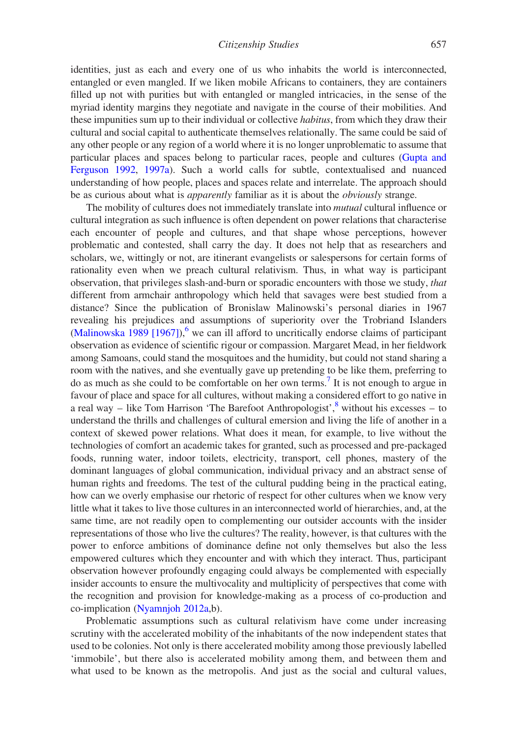identities, just as each and every one of us who inhabits the world is interconnected, entangled or even mangled. If we liken mobile Africans to containers, they are containers filled up not with purities but with entangled or mangled intricacies, in the sense of the myriad identity margins they negotiate and navigate in the course of their mobilities. And these impunities sum up to their individual or collective *habitus*, from which they draw their cultural and social capital to authenticate themselves relationally. The same could be said of any other people or any region of a world where it is no longer unproblematic to assume that particular places and spaces belong to particular races, people and cultures (Gupta and Ferguson 1992, 1997a). Such a world calls for subtle, contextualised and nuanced understanding of how people, places and spaces relate and interrelate. The approach should be as curious about what is *apparently* familiar as it is about the *obviously* strange.

The mobility of cultures does not immediately translate into *mutual* cultural influence or cultural integration as such influence is often dependent on power relations that characterise each encounter of people and cultures, and that shape whose perceptions, however problematic and contested, shall carry the day. It does not help that as researchers and scholars, we, wittingly or not, are itinerant evangelists or salespersons for certain forms of rationality even when we preach cultural relativism. Thus, in what way is participant observation, that privileges slash-and-burn or sporadic encounters with those we study, *that* different from armchair anthropology which held that savages were best studied from a distance? Since the publication of Bronislaw Malinowski's personal diaries in 1967 revealing his prejudices and assumptions of superiority over the Trobriand Islanders (Malinowska 1989 [1967]),[6] we can ill afford to uncritically endorse claims of participant observation as evidence of scientific rigour or compassion. Margaret Mead, in her fieldwork among Samoans, could stand the mosquitoes and the humidity, but could not stand sharing a room with the natives, and she eventually gave up pretending to be like them, preferring to do as much as she could to be comfortable on her own terms.[7] It is not enough to argue in favour of place and space for all cultures, without making a considered effort to go native in a real way – like Tom Harrison 'The Barefoot Anthropologist',[8] without his excesses – to understand the thrills and challenges of cultural emersion and living the life of another in a context of skewed power relations. What does it mean, for example, to live without the technologies of comfort an academic takes for granted, such as processed and pre-packaged foods, running water, indoor toilets, electricity, transport, cell phones, mastery of the dominant languages of global communication, individual privacy and an abstract sense of human rights and freedoms. The test of the cultural pudding being in the practical eating, how can we overly emphasise our rhetoric of respect for other cultures when we know very little what it takes to live those cultures in an interconnected world of hierarchies, and, at the same time, are not readily open to complementing our outsider accounts with the insider representations of those who live the cultures? The reality, however, is that cultures with the power to enforce ambitions of dominance define not only themselves but also the less empowered cultures which they encounter and with which they interact. Thus, participant observation however profoundly engaging could always be complemented with especially insider accounts to ensure the multivocality and multiplicity of perspectives that come with the recognition and provision for knowledge-making as a process of co-production and co-implication (Nyamnjoh 2012a,b).

Problematic assumptions such as cultural relativism have come under increasing scrutiny with the accelerated mobility of the inhabitants of the now independent states that used to be colonies. Not only is there accelerated mobility among those previously labelled 'immobile', but there also is accelerated mobility among them, and between them and what used to be known as the metropolis. And just as the social and cultural values,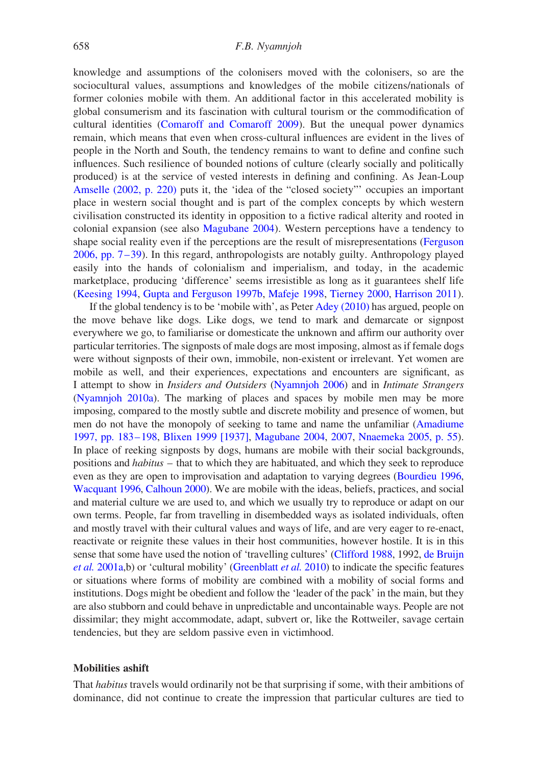knowledge and assumptions of the colonisers moved with the colonisers, so are the sociocultural values, assumptions and knowledges of the mobile citizens/nationals of former colonies mobile with them. An additional factor in this accelerated mobility is global consumerism and its fascination with cultural tourism or the commodification of cultural identities (Comaroff and Comaroff 2009). But the unequal power dynamics remain, which means that even when cross-cultural influences are evident in the lives of people in the North and South, the tendency remains to want to define and confine such influences. Such resilience of bounded notions of culture (clearly socially and politically produced) is at the service of vested interests in defining and confining. As Jean-Loup Amselle (2002, p. 220) puts it, the 'idea of the "closed society"' occupies an important place in western social thought and is part of the complex concepts by which western civilisation constructed its identity in opposition to a fictive radical alterity and rooted in colonial expansion (see also Magubane 2004). Western perceptions have a tendency to shape social reality even if the perceptions are the result of misrepresentations (Ferguson 2006, pp. 7–39). In this regard, anthropologists are notably guilty. Anthropology played easily into the hands of colonialism and imperialism, and today, in the academic marketplace, producing 'difference' seems irresistible as long as it guarantees shelf life (Keesing 1994, Gupta and Ferguson 1997b, Mafeje 1998, Tierney 2000, Harrison 2011).

If the global tendency is to be 'mobile with', as Peter Adey (2010) has argued, people on the move behave like dogs. Like dogs, we tend to mark and demarcate or signpost everywhere we go, to familiarise or domesticate the unknown and affirm our authority over particular territories. The signposts of male dogs are most imposing, almost as if female dogs were without signposts of their own, immobile, non-existent or irrelevant. Yet women are mobile as well, and their experiences, expectations and encounters are significant, as I attempt to show in *Insiders and Outsiders* (Nyamnjoh 2006) and in *Intimate Strangers* (Nyamnjoh 2010a). The marking of places and spaces by mobile men may be more imposing, compared to the mostly subtle and discrete mobility and presence of women, but men do not have the monopoly of seeking to tame and name the unfamiliar (Amadiume 1997, pp. 183–198, Blixen 1999 [1937], Magubane 2004, 2007, Nnaemeka 2005, p. 55). In place of reeking signposts by dogs, humans are mobile with their social backgrounds, positions and *habitus* – that to which they are habituated, and which they seek to reproduce even as they are open to improvisation and adaptation to varying degrees (Bourdieu 1996, Wacquant 1996, Calhoun 2000). We are mobile with the ideas, beliefs, practices, and social and material culture we are used to, and which we usually try to reproduce or adapt on our own terms. People, far from travelling in disembedded ways as isolated individuals, often and mostly travel with their cultural values and ways of life, and are very eager to re-enact, reactivate or reignite these values in their host communities, however hostile. It is in this sense that some have used the notion of 'travelling cultures' (Clifford 1988, 1992, de Bruijn *et al.* 2001a,b) or 'cultural mobility' (Greenblatt *et al.* 2010) to indicate the specific features or situations where forms of mobility are combined with a mobility of social forms and institutions. Dogs might be obedient and follow the 'leader of the pack' in the main, but they are also stubborn and could behave in unpredictable and uncontainable ways. People are not dissimilar; they might accommodate, adapt, subvert or, like the Rottweiler, savage certain tendencies, but they are seldom passive even in victimhood.

## Mobilities ashift

That *habitus* travels would ordinarily not be that surprising if some, with their ambitions of dominance, did not continue to create the impression that particular cultures are tied to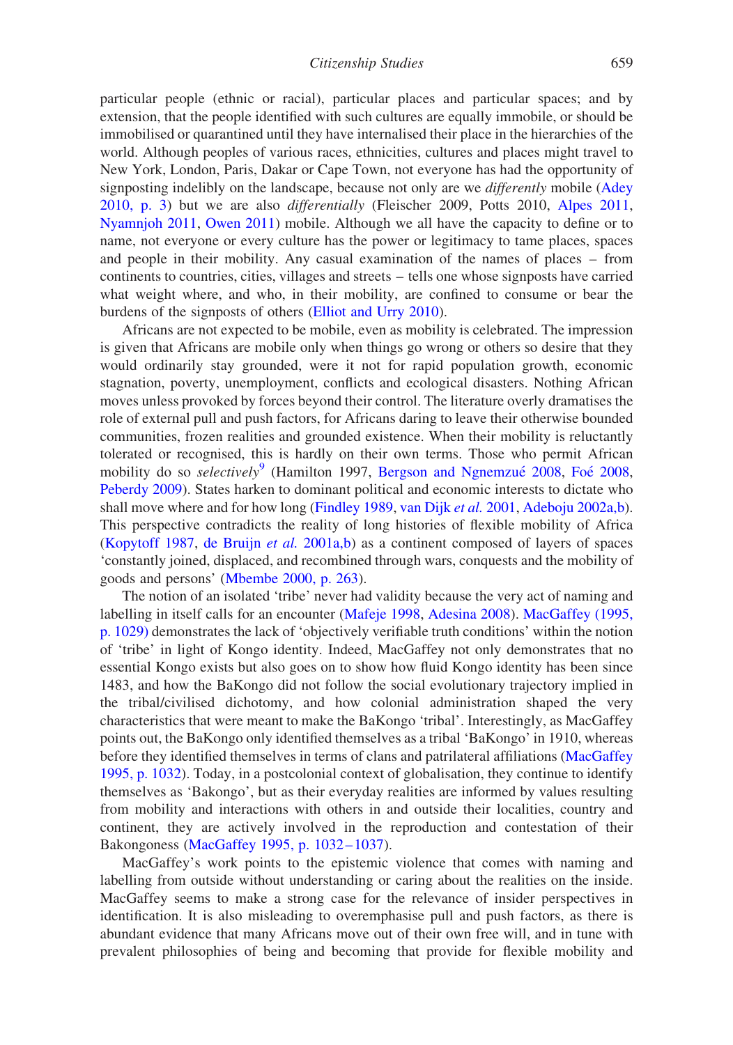particular people (ethnic or racial), particular places and particular spaces; and by extension, that the people identified with such cultures are equally immobile, or should be immobilised or quarantined until they have internalised their place in the hierarchies of the world. Although peoples of various races, ethnicities, cultures and places might travel to New York, London, Paris, Dakar or Cape Town, not everyone has had the opportunity of signposting indelibly on the landscape, because not only are we *differently* mobile (Adey 2010, p. 3) but we are also *differentially* (Fleischer 2009, Potts 2010, Alpes 2011, Nyamnjoh 2011, Owen 2011) mobile. Although we all have the capacity to define or to name, not everyone or every culture has the power or legitimacy to tame places, spaces and people in their mobility. Any casual examination of the names of places – from continents to countries, cities, villages and streets – tells one whose signposts have carried what weight where, and who, in their mobility, are confined to consume or bear the burdens of the signposts of others (Elliot and Urry 2010).

Africans are not expected to be mobile, even as mobility is celebrated. The impression is given that Africans are mobile only when things go wrong or others so desire that they would ordinarily stay grounded, were it not for rapid population growth, economic stagnation, poverty, unemployment, conflicts and ecological disasters. Nothing African moves unless provoked by forces beyond their control. The literature overly dramatises the role of external pull and push factors, for Africans daring to leave their otherwise bounded communities, frozen realities and grounded existence. When their mobility is reluctantly tolerated or recognised, this is hardly on their own terms. Those who permit African mobility do so *selectively*[9] (Hamilton 1997, Bergson and Ngnemzué 2008, Foé 2008, Peberdy 2009). States harken to dominant political and economic interests to dictate who shall move where and for how long (Findley 1989, van Dijk *et al.* 2001, Adeboju 2002a,b). This perspective contradicts the reality of long histories of flexible mobility of Africa (Kopytoff 1987, de Bruijn *et al.* 2001a,b) as a continent composed of layers of spaces 'constantly joined, displaced, and recombined through wars, conquests and the mobility of goods and persons' (Mbembe 2000, p. 263).

The notion of an isolated 'tribe' never had validity because the very act of naming and labelling in itself calls for an encounter (Mafeje 1998, Adesina 2008). MacGaffey (1995, p. 1029) demonstrates the lack of 'objectively verifiable truth conditions' within the notion of 'tribe' in light of Kongo identity. Indeed, MacGaffey not only demonstrates that no essential Kongo exists but also goes on to show how fluid Kongo identity has been since 1483, and how the BaKongo did not follow the social evolutionary trajectory implied in the tribal/civilised dichotomy, and how colonial administration shaped the very characteristics that were meant to make the BaKongo 'tribal'. Interestingly, as MacGaffey points out, the BaKongo only identified themselves as a tribal 'BaKongo' in 1910, whereas before they identified themselves in terms of clans and patrilateral affiliations (MacGaffey 1995, p. 1032). Today, in a postcolonial context of globalisation, they continue to identify themselves as 'Bakongo', but as their everyday realities are informed by values resulting from mobility and interactions with others in and outside their localities, country and continent, they are actively involved in the reproduction and contestation of their Bakongoness (MacGaffey 1995, p. 1032–1037).

MacGaffey's work points to the epistemic violence that comes with naming and labelling from outside without understanding or caring about the realities on the inside. MacGaffey seems to make a strong case for the relevance of insider perspectives in identification. It is also misleading to overemphasise pull and push factors, as there is abundant evidence that many Africans move out of their own free will, and in tune with prevalent philosophies of being and becoming that provide for flexible mobility and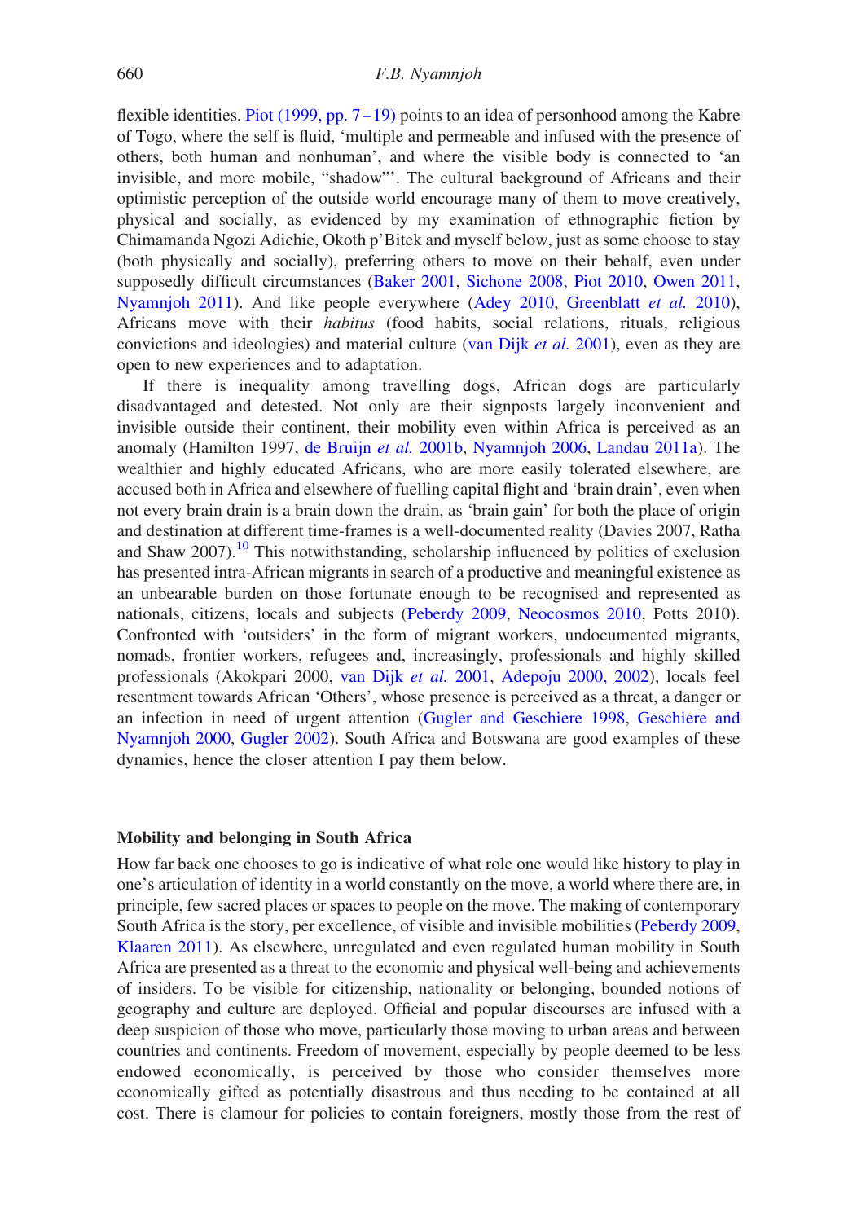flexible identities. Piot (1999, pp. 7–19) points to an idea of personhood among the Kabre of Togo, where the self is fluid, 'multiple and permeable and infused with the presence of others, both human and nonhuman', and where the visible body is connected to 'an invisible, and more mobile, "shadow"'. The cultural background of Africans and their optimistic perception of the outside world encourage many of them to move creatively, physical and socially, as evidenced by my examination of ethnographic fiction by Chimamanda Ngozi Adichie, Okoth p'Bitek and myself below, just as some choose to stay (both physically and socially), preferring others to move on their behalf, even under supposedly difficult circumstances (Baker 2001, Sichone 2008, Piot 2010, Owen 2011, Nyamnjoh 2011). And like people everywhere (Adey 2010, Greenblatt *et al.* 2010), Africans move with their *habitus* (food habits, social relations, rituals, religious convictions and ideologies) and material culture (van Dijk *et al.* 2001), even as they are open to new experiences and to adaptation.

If there is inequality among travelling dogs, African dogs are particularly disadvantaged and detested. Not only are their signposts largely inconvenient and invisible outside their continent, their mobility even within Africa is perceived as an anomaly (Hamilton 1997, de Bruijn *et al.* 2001b, Nyamnjoh 2006, Landau 2011a). The wealthier and highly educated Africans, who are more easily tolerated elsewhere, are accused both in Africa and elsewhere of fuelling capital flight and 'brain drain', even when not every brain drain is a brain down the drain, as 'brain gain' for both the place of origin and destination at different time-frames is a well-documented reality (Davies 2007, Ratha and Shaw 2007).[10] This notwithstanding, scholarship influenced by politics of exclusion has presented intra-African migrants in search of a productive and meaningful existence as an unbearable burden on those fortunate enough to be recognised and represented as nationals, citizens, locals and subjects (Peberdy 2009, Neocosmos 2010, Potts 2010). Confronted with 'outsiders' in the form of migrant workers, undocumented migrants, nomads, frontier workers, refugees and, increasingly, professionals and highly skilled professionals (Akokpari 2000, van Dijk *et al.* 2001, Adepoju 2000, 2002), locals feel resentment towards African 'Others', whose presence is perceived as a threat, a danger or an infection in need of urgent attention (Gugler and Geschiere 1998, Geschiere and Nyamnjoh 2000, Gugler 2002). South Africa and Botswana are good examples of these dynamics, hence the closer attention I pay them below.

## Mobility and belonging in South Africa

How far back one chooses to go is indicative of what role one would like history to play in one's articulation of identity in a world constantly on the move, a world where there are, in principle, few sacred places or spaces to people on the move. The making of contemporary South Africa is the story, per excellence, of visible and invisible mobilities (Peberdy 2009, Klaaren 2011). As elsewhere, unregulated and even regulated human mobility in South Africa are presented as a threat to the economic and physical well-being and achievements of insiders. To be visible for citizenship, nationality or belonging, bounded notions of geography and culture are deployed. Official and popular discourses are infused with a deep suspicion of those who move, particularly those moving to urban areas and between countries and continents. Freedom of movement, especially by people deemed to be less endowed economically, is perceived by those who consider themselves more economically gifted as potentially disastrous and thus needing to be contained at all cost. There is clamour for policies to contain foreigners, mostly those from the rest of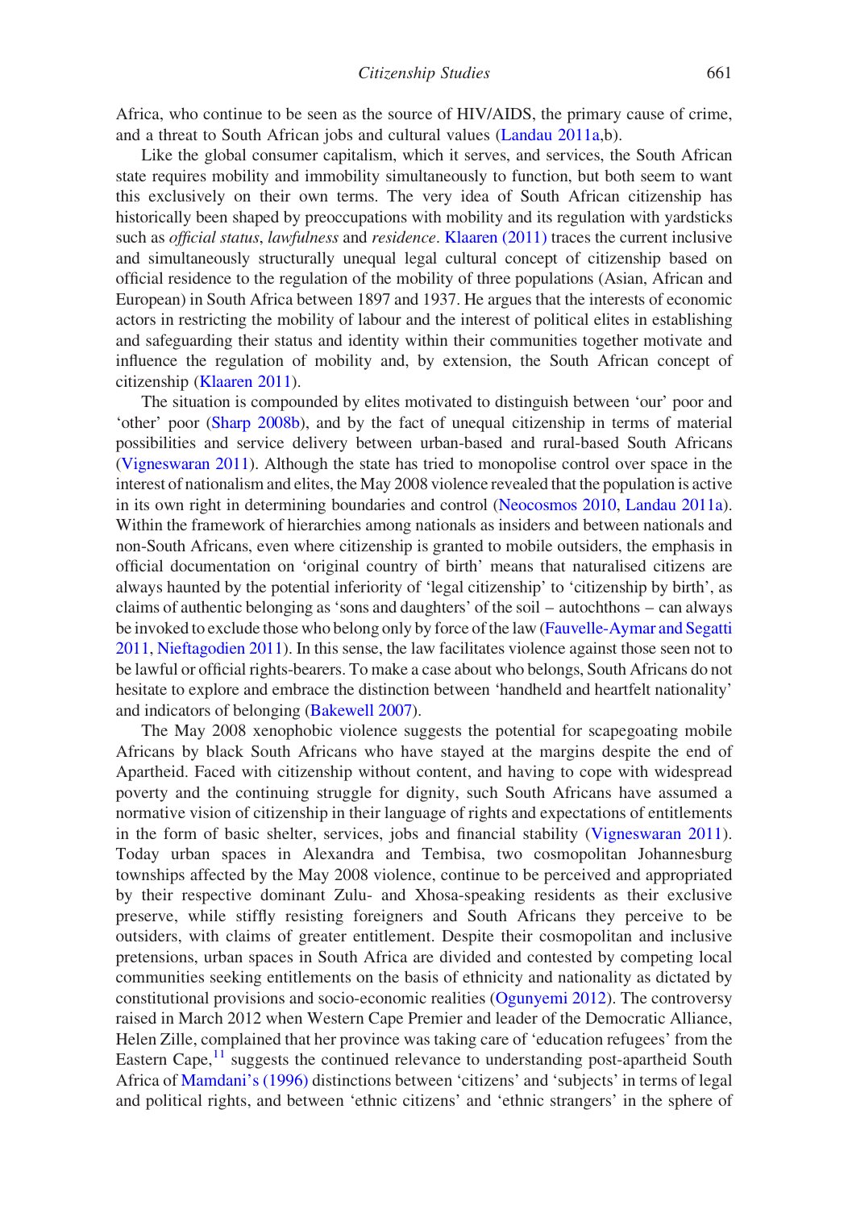Africa, who continue to be seen as the source of HIV/AIDS, the primary cause of crime, and a threat to South African jobs and cultural values (Landau 2011a,b).

Like the global consumer capitalism, which it serves, and services, the South African state requires mobility and immobility simultaneously to function, but both seem to want this exclusively on their own terms. The very idea of South African citizenship has historically been shaped by preoccupations with mobility and its regulation with yardsticks such as *official status*, *lawfulness* and *residence*. Klaaren (2011) traces the current inclusive and simultaneously structurally unequal legal cultural concept of citizenship based on official residence to the regulation of the mobility of three populations (Asian, African and European) in South Africa between 1897 and 1937. He argues that the interests of economic actors in restricting the mobility of labour and the interest of political elites in establishing and safeguarding their status and identity within their communities together motivate and influence the regulation of mobility and, by extension, the South African concept of citizenship (Klaaren 2011).

The situation is compounded by elites motivated to distinguish between 'our' poor and 'other' poor (Sharp 2008b), and by the fact of unequal citizenship in terms of material possibilities and service delivery between urban-based and rural-based South Africans (Vigneswaran 2011). Although the state has tried to monopolise control over space in the interest of nationalism and elites, the May 2008 violence revealed that the population is active in its own right in determining boundaries and control (Neocosmos 2010, Landau 2011a). Within the framework of hierarchies among nationals as insiders and between nationals and non-South Africans, even where citizenship is granted to mobile outsiders, the emphasis in official documentation on 'original country of birth' means that naturalised citizens are always haunted by the potential inferiority of 'legal citizenship' to 'citizenship by birth', as claims of authentic belonging as 'sons and daughters' of the soil – autochthons – can always be invoked to exclude those who belong only by force of the law (Fauvelle-Aymar and Segatti 2011, Nieftagodien 2011). In this sense, the law facilitates violence against those seen not to be lawful or official rights-bearers. To make a case about who belongs, South Africans do not hesitate to explore and embrace the distinction between 'handheld and heartfelt nationality' and indicators of belonging (Bakewell 2007).

The May 2008 xenophobic violence suggests the potential for scapegoating mobile Africans by black South Africans who have stayed at the margins despite the end of Apartheid. Faced with citizenship without content, and having to cope with widespread poverty and the continuing struggle for dignity, such South Africans have assumed a normative vision of citizenship in their language of rights and expectations of entitlements in the form of basic shelter, services, jobs and financial stability (Vigneswaran 2011). Today urban spaces in Alexandra and Tembisa, two cosmopolitan Johannesburg townships affected by the May 2008 violence, continue to be perceived and appropriated by their respective dominant Zulu- and Xhosa-speaking residents as their exclusive preserve, while stiffly resisting foreigners and South Africans they perceive to be outsiders, with claims of greater entitlement. Despite their cosmopolitan and inclusive pretensions, urban spaces in South Africa are divided and contested by competing local communities seeking entitlements on the basis of ethnicity and nationality as dictated by constitutional provisions and socio-economic realities (Ogunyemi 2012). The controversy raised in March 2012 when Western Cape Premier and leader of the Democratic Alliance, Helen Zille, complained that her province was taking care of 'education refugees' from the Eastern Cape,[11] suggests the continued relevance to understanding post-apartheid South Africa of Mamdani's (1996) distinctions between 'citizens' and 'subjects' in terms of legal and political rights, and between 'ethnic citizens' and 'ethnic strangers' in the sphere of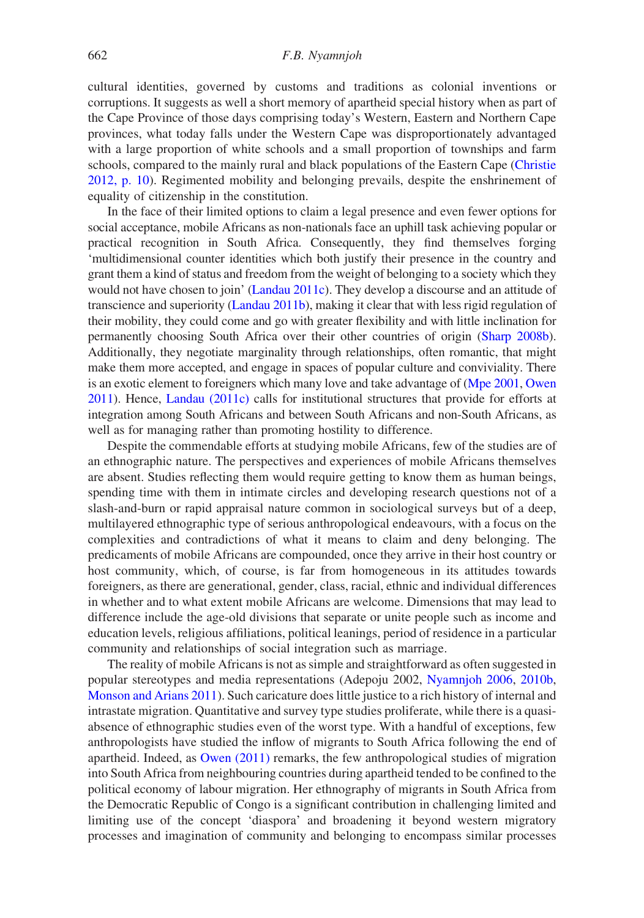cultural identities, governed by customs and traditions as colonial inventions or corruptions. It suggests as well a short memory of apartheid special history when as part of the Cape Province of those days comprising today's Western, Eastern and Northern Cape provinces, what today falls under the Western Cape was disproportionately advantaged with a large proportion of white schools and a small proportion of townships and farm schools, compared to the mainly rural and black populations of the Eastern Cape (Christie 2012, p. 10). Regimented mobility and belonging prevails, despite the enshrinement of equality of citizenship in the constitution.

In the face of their limited options to claim a legal presence and even fewer options for social acceptance, mobile Africans as non-nationals face an uphill task achieving popular or practical recognition in South Africa. Consequently, they find themselves forging 'multidimensional counter identities which both justify their presence in the country and grant them a kind of status and freedom from the weight of belonging to a society which they would not have chosen to join' (Landau 2011c). They develop a discourse and an attitude of transcience and superiority (Landau 2011b), making it clear that with less rigid regulation of their mobility, they could come and go with greater flexibility and with little inclination for permanently choosing South Africa over their other countries of origin (Sharp 2008b). Additionally, they negotiate marginality through relationships, often romantic, that might make them more accepted, and engage in spaces of popular culture and conviviality. There is an exotic element to foreigners which many love and take advantage of (Mpe 2001, Owen 2011). Hence, Landau (2011c) calls for institutional structures that provide for efforts at integration among South Africans and between South Africans and non-South Africans, as well as for managing rather than promoting hostility to difference.

Despite the commendable efforts at studying mobile Africans, few of the studies are of an ethnographic nature. The perspectives and experiences of mobile Africans themselves are absent. Studies reflecting them would require getting to know them as human beings, spending time with them in intimate circles and developing research questions not of a slash-and-burn or rapid appraisal nature common in sociological surveys but of a deep, multilayered ethnographic type of serious anthropological endeavours, with a focus on the complexities and contradictions of what it means to claim and deny belonging. The predicaments of mobile Africans are compounded, once they arrive in their host country or host community, which, of course, is far from homogeneous in its attitudes towards foreigners, as there are generational, gender, class, racial, ethnic and individual differences in whether and to what extent mobile Africans are welcome. Dimensions that may lead to difference include the age-old divisions that separate or unite people such as income and education levels, religious affiliations, political leanings, period of residence in a particular community and relationships of social integration such as marriage.

The reality of mobile Africans is not as simple and straightforward as often suggested in popular stereotypes and media representations (Adepoju 2002, Nyamnjoh 2006, 2010b, Monson and Arians 2011). Such caricature does little justice to a rich history of internal and intrastate migration. Quantitative and survey type studies proliferate, while there is a quasi-absence of ethnographic studies even of the worst type. With a handful of exceptions, few anthropologists have studied the inflow of migrants to South Africa following the end of apartheid. Indeed, as Owen (2011) remarks, the few anthropological studies of migration into South Africa from neighbouring countries during apartheid tended to be confined to the political economy of labour migration. Her ethnography of migrants in South Africa from the Democratic Republic of Congo is a significant contribution in challenging limited and limiting use of the concept 'diaspora' and broadening it beyond western migratory processes and imagination of community and belonging to encompass similar processes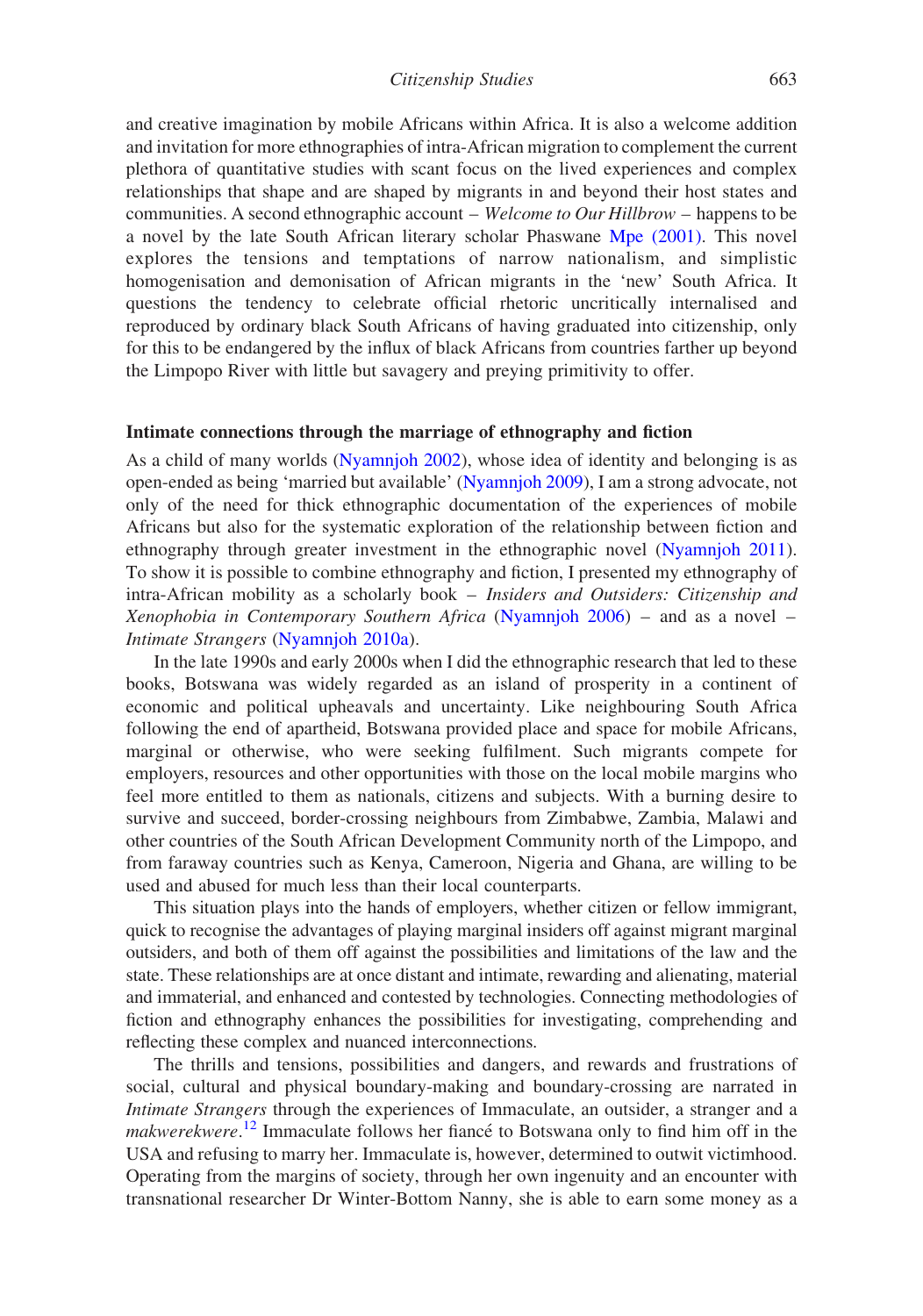and creative imagination by mobile Africans within Africa. It is also a welcome addition and invitation for more ethnographies of intra-African migration to complement the current plethora of quantitative studies with scant focus on the lived experiences and complex relationships that shape and are shaped by migrants in and beyond their host states and communities. A second ethnographic account – *Welcome to Our Hillbrow* – happens to be a novel by the late South African literary scholar Phaswane Mpe (2001). This novel explores the tensions and temptations of narrow nationalism, and simplistic homogenisation and demonisation of African migrants in the 'new' South Africa. It questions the tendency to celebrate official rhetoric uncritically internalised and reproduced by ordinary black South Africans of having graduated into citizenship, only for this to be endangered by the influx of black Africans from countries farther up beyond the Limpopo River with little but savagery and preying primitivity to offer.

### Intimate connections through the marriage of ethnography and fiction

As a child of many worlds (Nyamnjoh 2002), whose idea of identity and belonging is as open-ended as being 'married but available' (Nyamnjoh 2009), I am a strong advocate, not only of the need for thick ethnographic documentation of the experiences of mobile Africans but also for the systematic exploration of the relationship between fiction and ethnography through greater investment in the ethnographic novel (Nyamnjoh 2011). To show it is possible to combine ethnography and fiction, I presented my ethnography of intra-African mobility as a scholarly book – *Insiders and Outsiders: Citizenship and Xenophobia in Contemporary Southern Africa* (Nyamnjoh 2006) – and as a novel – *Intimate Strangers* (Nyamnjoh 2010a).

In the late 1990s and early 2000s when I did the ethnographic research that led to these books, Botswana was widely regarded as an island of prosperity in a continent of economic and political upheavals and uncertainty. Like neighbouring South Africa following the end of apartheid, Botswana provided place and space for mobile Africans, marginal or otherwise, who were seeking fulfilment. Such migrants compete for employers, resources and other opportunities with those on the local mobile margins who feel more entitled to them as nationals, citizens and subjects. With a burning desire to survive and succeed, border-crossing neighbours from Zimbabwe, Zambia, Malawi and other countries of the South African Development Community north of the Limpopo, and from faraway countries such as Kenya, Cameroon, Nigeria and Ghana, are willing to be used and abused for much less than their local counterparts.

This situation plays into the hands of employers, whether citizen or fellow immigrant, quick to recognise the advantages of playing marginal insiders off against migrant marginal outsiders, and both of them off against the possibilities and limitations of the law and the state. These relationships are at once distant and intimate, rewarding and alienating, material and immaterial, and enhanced and contested by technologies. Connecting methodologies of fiction and ethnography enhances the possibilities for investigating, comprehending and reflecting these complex and nuanced interconnections.

The thrills and tensions, possibilities and dangers, and rewards and frustrations of social, cultural and physical boundary-making and boundary-crossing are narrated in *Intimate Strangers* through the experiences of Immaculate, an outsider, a stranger and a *makwerekwere*.[12] Immaculate follows her fiancé to Botswana only to find him off in the USA and refusing to marry her. Immaculate is, however, determined to outwit victimhood. Operating from the margins of society, through her own ingenuity and an encounter with transnational researcher Dr Winter-Bottom Nanny, she is able to earn some money as a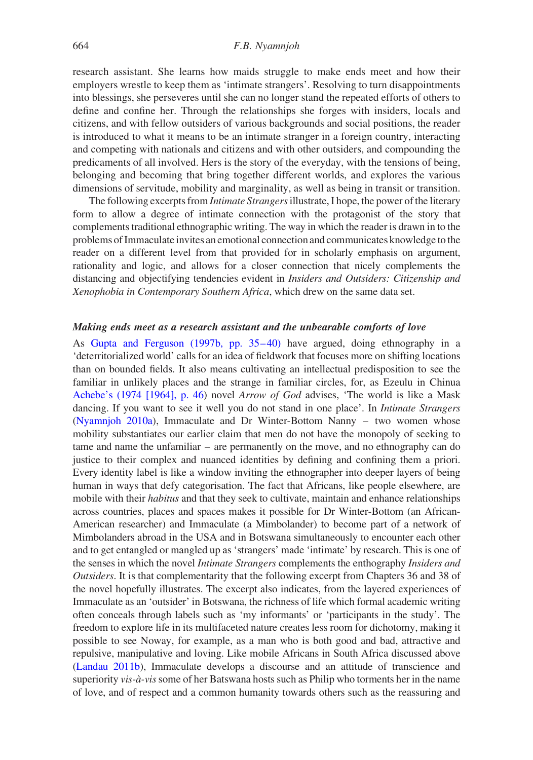research assistant. She learns how maids struggle to make ends meet and how their employers wrestle to keep them as 'intimate strangers'. Resolving to turn disappointments into blessings, she perseveres until she can no longer stand the repeated efforts of others to define and confine her. Through the relationships she forges with insiders, locals and citizens, and with fellow outsiders of various backgrounds and social positions, the reader is introduced to what it means to be an intimate stranger in a foreign country, interacting and competing with nationals and citizens and with other outsiders, and compounding the predicaments of all involved. Hers is the story of the everyday, with the tensions of being, belonging and becoming that bring together different worlds, and explores the various dimensions of servitude, mobility and marginality, as well as being in transit or transition.

The following excerpts from *Intimate Strangers* illustrate, I hope, the power of the literary form to allow a degree of intimate connection with the protagonist of the story that complements traditional ethnographic writing. The way in which the reader is drawn in to the problems of Immaculate invites an emotional connection and communicates knowledge to the reader on a different level from that provided for in scholarly emphasis on argument, rationality and logic, and allows for a closer connection that nicely complements the distancing and objectifying tendencies evident in *Insiders and Outsiders: Citizenship and Xenophobia in Contemporary Southern Africa*, which drew on the same data set.

### *Making ends meet as a research assistant and the unbearable comforts of love*

As Gupta and Ferguson (1997b, pp. 35–40) have argued, doing ethnography in a 'deterritorialized world' calls for an idea of fieldwork that focuses more on shifting locations than on bounded fields. It also means cultivating an intellectual predisposition to see the familiar in unlikely places and the strange in familiar circles, for, as Ezeulu in Chinua Achebe's (1974 [1964], p. 46) novel *Arrow of God* advises, 'The world is like a Mask dancing. If you want to see it well you do not stand in one place'. In *Intimate Strangers* (Nyamnjoh 2010a), Immaculate and Dr Winter-Bottom Nanny – two women whose mobility substantiates our earlier claim that men do not have the monopoly of seeking to tame and name the unfamiliar – are permanently on the move, and no ethnography can do justice to their complex and nuanced identities by defining and confining them a priori. Every identity label is like a window inviting the ethnographer into deeper layers of being human in ways that defy categorisation. The fact that Africans, like people elsewhere, are mobile with their *habitus* and that they seek to cultivate, maintain and enhance relationships across countries, places and spaces makes it possible for Dr Winter-Bottom (an African-American researcher) and Immaculate (a Mimbolander) to become part of a network of Mimbolanders abroad in the USA and in Botswana simultaneously to encounter each other and to get entangled or mangled up as 'strangers' made 'intimate' by research. This is one of the senses in which the novel *Intimate Strangers* complements the enthography *Insiders and Outsiders*. It is that complementarity that the following excerpt from Chapters 36 and 38 of the novel hopefully illustrates. The excerpt also indicates, from the layered experiences of Immaculate as an 'outsider' in Botswana, the richness of life which formal academic writing often conceals through labels such as 'my informants' or 'participants in the study'. The freedom to explore life in its multifaceted nature creates less room for dichotomy, making it possible to see Noway, for example, as a man who is both good and bad, attractive and repulsive, manipulative and loving. Like mobile Africans in South Africa discussed above (Landau 2011b), Immaculate develops a discourse and an attitude of transcience and superiority *vis-à-vis* some of her Batswana hosts such as Philip who torments her in the name of love, and of respect and a common humanity towards others such as the reassuring and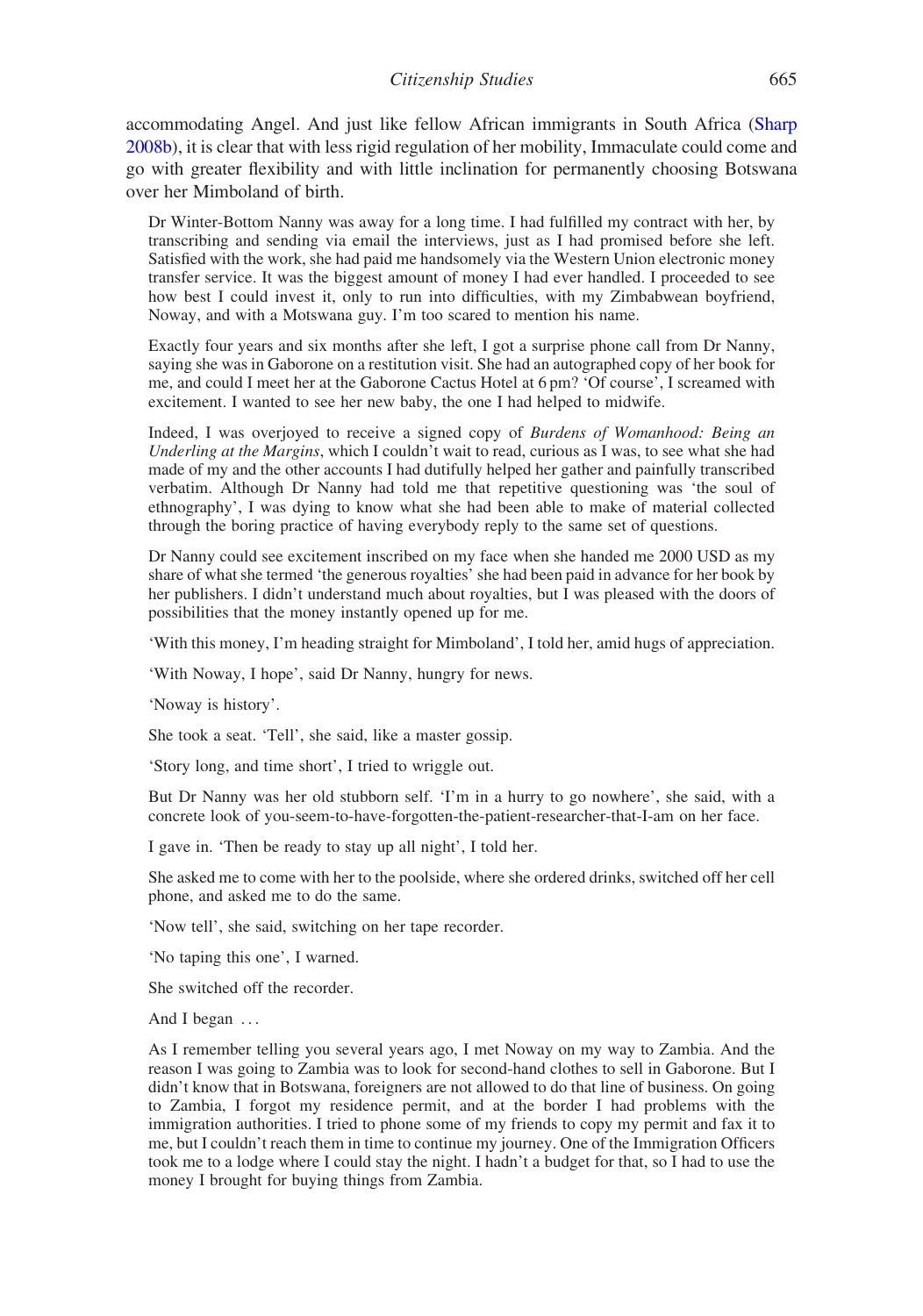accommodating Angel. And just like fellow African immigrants in South Africa (Sharp 2008b), it is clear that with less rigid regulation of her mobility, Immaculate could come and go with greater flexibility and with little inclination for permanently choosing Botswana over her Mimboland of birth.

> Dr Winter-Bottom Nanny was away for a long time. I had fulfilled my contract with her, by transcribing and sending via email the interviews, just as I had promised before she left. Satisfied with the work, she had paid me handsomely via the Western Union electronic money transfer service. It was the biggest amount of money I had ever handled. I proceeded to see how best I could invest it, only to run into difficulties, with my Zimbabwean boyfriend, Noway, and with a Motswana guy. I'm too scared to mention his name.
>
> Exactly four years and six months after she left, I got a surprise phone call from Dr Nanny, saying she was in Gaborone on a restitution visit. She had an autographed copy of her book for me, and could I meet her at the Gaborone Cactus Hotel at 6 pm? 'Of course', I screamed with excitement. I wanted to see her new baby, the one I had helped to midwife.
>
> Indeed, I was overjoyed to receive a signed copy of *Burdens of Womanhood: Being an Underling at the Margins*, which I couldn't wait to read, curious as I was, to see what she had made of my and the other accounts I had dutifully helped her gather and painfully transcribed verbatim. Although Dr Nanny had told me that repetitive questioning was 'the soul of ethnography', I was dying to know what she had been able to make of material collected through the boring practice of having everybody reply to the same set of questions.
>
> Dr Nanny could see excitement inscribed on my face when she handed me 2000 USD as my share of what she termed 'the generous royalties' she had been paid in advance for her book by her publishers. I didn't understand much about royalties, but I was pleased with the doors of possibilities that the money instantly opened up for me.
>
> 'With this money, I'm heading straight for Mimboland', I told her, amid hugs of appreciation.
>
> 'With Noway, I hope', said Dr Nanny, hungry for news.
>
> 'Noway is history'.
>
> She took a seat. 'Tell', she said, like a master gossip.
>
> 'Story long, and time short', I tried to wriggle out.
>
> But Dr Nanny was her old stubborn self. 'I'm in a hurry to go nowhere', she said, with a concrete look of you-seem-to-have-forgotten-the-patient-researcher-that-I-am on her face.
>
> I gave in. 'Then be ready to stay up all night', I told her.
>
> She asked me to come with her to the poolside, where she ordered drinks, switched off her cell phone, and asked me to do the same.
>
> 'Now tell', she said, switching on her tape recorder.
>
> 'No taping this one', I warned.
>
> She switched off the recorder.
>
> And I began …
>
> As I remember telling you several years ago, I met Noway on my way to Zambia. And the reason I was going to Zambia was to look for second-hand clothes to sell in Gaborone. But I didn't know that in Botswana, foreigners are not allowed to do that line of business. On going to Zambia, I forgot my residence permit, and at the border I had problems with the immigration authorities. I tried to phone some of my friends to copy my permit and fax it to me, but I couldn't reach them in time to continue my journey. One of the Immigration Officers took me to a lodge where I could stay the night. I hadn't a budget for that, so I had to use the money I brought for buying things from Zambia.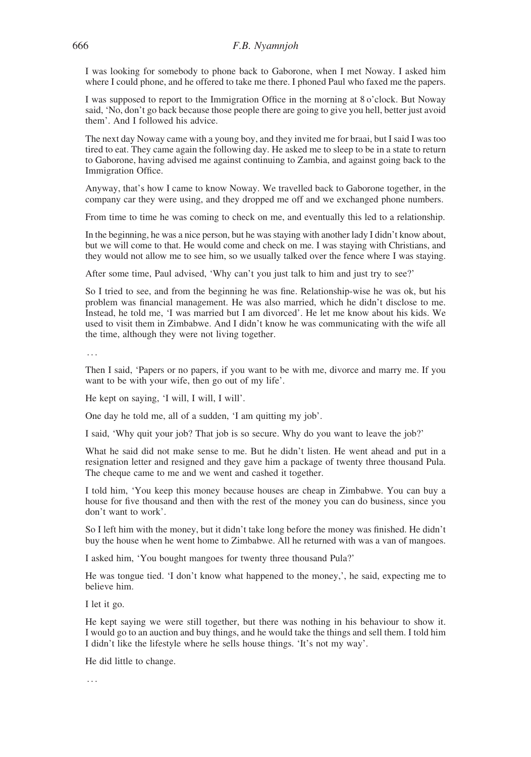I was looking for somebody to phone back to Gaborone, when I met Noway. I asked him where I could phone, and he offered to take me there. I phoned Paul who faxed me the papers.

I was supposed to report to the Immigration Office in the morning at 8 o'clock. But Noway said, 'No, don't go back because those people there are going to give you hell, better just avoid them'. And I followed his advice.

The next day Noway came with a young boy, and they invited me for braai, but I said I was too tired to eat. They came again the following day. He asked me to sleep to be in a state to return to Gaborone, having advised me against continuing to Zambia, and against going back to the Immigration Office.

Anyway, that's how I came to know Noway. We travelled back to Gaborone together, in the company car they were using, and they dropped me off and we exchanged phone numbers.

From time to time he was coming to check on me, and eventually this led to a relationship.

In the beginning, he was a nice person, but he was staying with another lady I didn't know about, but we will come to that. He would come and check on me. I was staying with Christians, and they would not allow me to see him, so we usually talked over the fence where I was staying.

After some time, Paul advised, 'Why can't you just talk to him and just try to see?'

So I tried to see, and from the beginning he was fine. Relationship-wise he was ok, but his problem was financial management. He was also married, which he didn't disclose to me. Instead, he told me, 'I was married but I am divorced'. He let me know about his kids. We used to visit them in Zimbabwe. And I didn't know he was communicating with the wife all the time, although they were not living together.

...

Then I said, 'Papers or no papers, if you want to be with me, divorce and marry me. If you want to be with your wife, then go out of my life'.

He kept on saying, 'I will, I will, I will'.

One day he told me, all of a sudden, 'I am quitting my job'.

I said, 'Why quit your job? That job is so secure. Why do you want to leave the job?'

What he said did not make sense to me. But he didn't listen. He went ahead and put in a resignation letter and resigned and they gave him a package of twenty three thousand Pula. The cheque came to me and we went and cashed it together.

I told him, 'You keep this money because houses are cheap in Zimbabwe. You can buy a house for five thousand and then with the rest of the money you can do business, since you don't want to work'.

So I left him with the money, but it didn't take long before the money was finished. He didn't buy the house when he went home to Zimbabwe. All he returned with was a van of mangoes.

I asked him, 'You bought mangoes for twenty three thousand Pula?'

He was tongue tied. 'I don't know what happened to the money,', he said, expecting me to believe him.

I let it go.

He kept saying we were still together, but there was nothing in his behaviour to show it. I would go to an auction and buy things, and he would take the things and sell them. I told him I didn't like the lifestyle where he sells house things. 'It's not my way'.

He did little to change.

...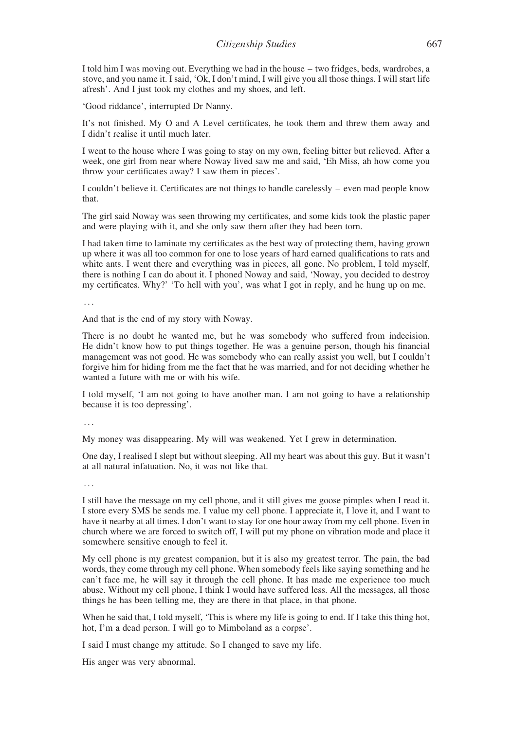I told him I was moving out. Everything we had in the house – two fridges, beds, wardrobes, a stove, and you name it. I said, 'Ok, I don't mind, I will give you all those things. I will start life afresh'. And I just took my clothes and my shoes, and left.

'Good riddance', interrupted Dr Nanny.

It's not finished. My O and A Level certificates, he took them and threw them away and I didn't realise it until much later.

I went to the house where I was going to stay on my own, feeling bitter but relieved. After a week, one girl from near where Noway lived saw me and said, 'Eh Miss, ah how come you throw your certificates away? I saw them in pieces'.

I couldn't believe it. Certificates are not things to handle carelessly – even mad people know that.

The girl said Noway was seen throwing my certificates, and some kids took the plastic paper and were playing with it, and she only saw them after they had been torn.

I had taken time to laminate my certificates as the best way of protecting them, having grown up where it was all too common for one to lose years of hard earned qualifications to rats and white ants. I went there and everything was in pieces, all gone. No problem, I told myself, there is nothing I can do about it. I phoned Noway and said, 'Noway, you decided to destroy my certificates. Why?' 'To hell with you', was what I got in reply, and he hung up on me.

...

And that is the end of my story with Noway.

There is no doubt he wanted me, but he was somebody who suffered from indecision. He didn't know how to put things together. He was a genuine person, though his financial management was not good. He was somebody who can really assist you well, but I couldn't forgive him for hiding from me the fact that he was married, and for not deciding whether he wanted a future with me or with his wife.

I told myself, 'I am not going to have another man. I am not going to have a relationship because it is too depressing'.

...

My money was disappearing. My will was weakened. Yet I grew in determination.

One day, I realised I slept but without sleeping. All my heart was about this guy. But it wasn't at all natural infatuation. No, it was not like that.

...

I still have the message on my cell phone, and it still gives me goose pimples when I read it. I store every SMS he sends me. I value my cell phone. I appreciate it, I love it, and I want to have it nearby at all times. I don't want to stay for one hour away from my cell phone. Even in church where we are forced to switch off, I will put my phone on vibration mode and place it somewhere sensitive enough to feel it.

My cell phone is my greatest companion, but it is also my greatest terror. The pain, the bad words, they come through my cell phone. When somebody feels like saying something and he can't face me, he will say it through the cell phone. It has made me experience too much abuse. Without my cell phone, I think I would have suffered less. All the messages, all those things he has been telling me, they are there in that place, in that phone.

When he said that, I told myself, 'This is where my life is going to end. If I take this thing hot, hot, I'm a dead person. I will go to Mimboland as a corpse'.

I said I must change my attitude. So I changed to save my life.

His anger was very abnormal.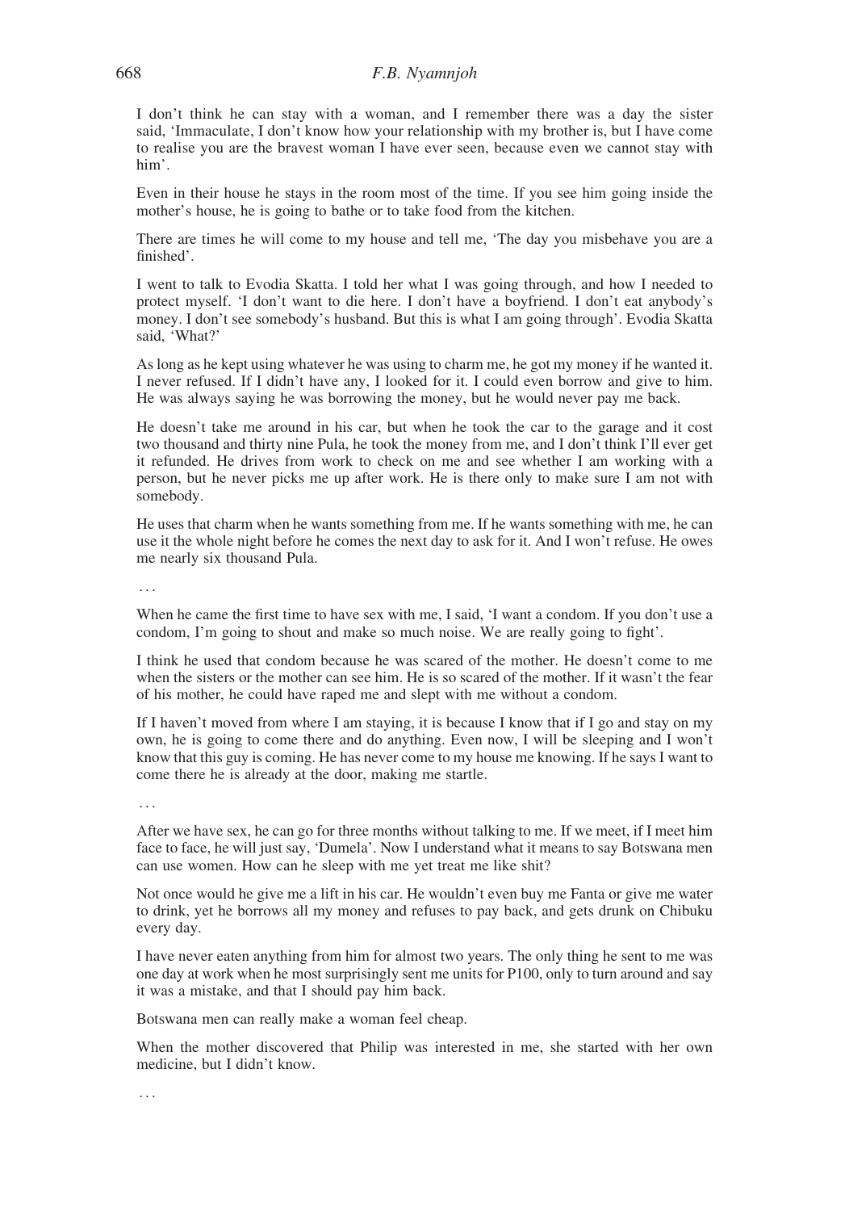I don't think he can stay with a woman, and I remember there was a day the sister said, 'Immaculate, I don't know how your relationship with my brother is, but I have come to realise you are the bravest woman I have ever seen, because even we cannot stay with him'.

Even in their house he stays in the room most of the time. If you see him going inside the mother's house, he is going to bathe or to take food from the kitchen.

There are times he will come to my house and tell me, 'The day you misbehave you are a finished'.

I went to talk to Evodia Skatta. I told her what I was going through, and how I needed to protect myself. 'I don't want to die here. I don't have a boyfriend. I don't eat anybody's money. I don't see somebody's husband. But this is what I am going through'. Evodia Skatta said, 'What?'

As long as he kept using whatever he was using to charm me, he got my money if he wanted it. I never refused. If I didn't have any, I looked for it. I could even borrow and give to him. He was always saying he was borrowing the money, but he would never pay me back.

He doesn't take me around in his car, but when he took the car to the garage and it cost two thousand and thirty nine Pula, he took the money from me, and I don't think I'll ever get it refunded. He drives from work to check on me and see whether I am working with a person, but he never picks me up after work. He is there only to make sure I am not with somebody.

He uses that charm when he wants something from me. If he wants something with me, he can use it the whole night before he comes the next day to ask for it. And I won't refuse. He owes me nearly six thousand Pula.

...

When he came the first time to have sex with me, I said, 'I want a condom. If you don't use a condom, I'm going to shout and make so much noise. We are really going to fight'.

I think he used that condom because he was scared of the mother. He doesn't come to me when the sisters or the mother can see him. He is so scared of the mother. If it wasn't the fear of his mother, he could have raped me and slept with me without a condom.

If I haven't moved from where I am staying, it is because I know that if I go and stay on my own, he is going to come there and do anything. Even now, I will be sleeping and I won't know that this guy is coming. He has never come to my house me knowing. If he says I want to come there he is already at the door, making me startle.

...

After we have sex, he can go for three months without talking to me. If we meet, if I meet him face to face, he will just say, 'Dumela'. Now I understand what it means to say Botswana men can use women. How can he sleep with me yet treat me like shit?

Not once would he give me a lift in his car. He wouldn't even buy me Fanta or give me water to drink, yet he borrows all my money and refuses to pay back, and gets drunk on Chibuku every day.

I have never eaten anything from him for almost two years. The only thing he sent to me was one day at work when he most surprisingly sent me units for P100, only to turn around and say it was a mistake, and that I should pay him back.

Botswana men can really make a woman feel cheap.

When the mother discovered that Philip was interested in me, she started with her own medicine, but I didn't know.

...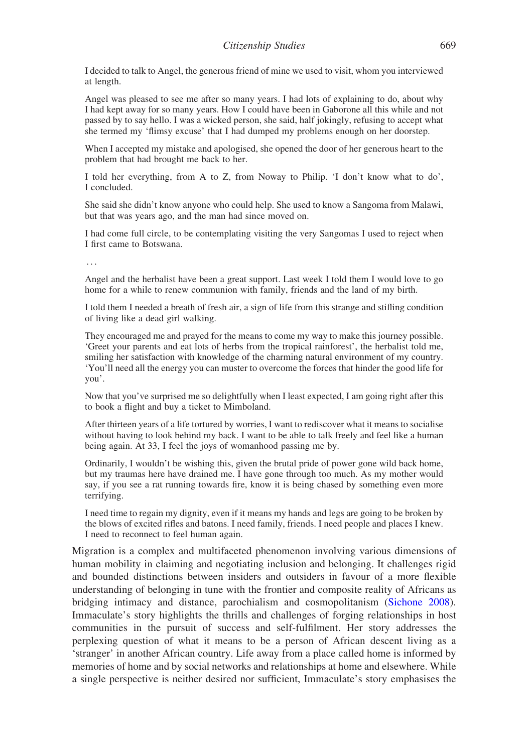> I decided to talk to Angel, the generous friend of mine we used to visit, whom you interviewed at length.
>
> Angel was pleased to see me after so many years. I had lots of explaining to do, about why I had kept away for so many years. How I could have been in Gaborone all this while and not passed by to say hello. I was a wicked person, she said, half jokingly, refusing to accept what she termed my 'flimsy excuse' that I had dumped my problems enough on her doorstep.
>
> When I accepted my mistake and apologised, she opened the door of her generous heart to the problem that had brought me back to her.
>
> I told her everything, from A to Z, from Noway to Philip. 'I don't know what to do', I concluded.
>
> She said she didn't know anyone who could help. She used to know a Sangoma from Malawi, but that was years ago, and the man had since moved on.
>
> I had come full circle, to be contemplating visiting the very Sangomas I used to reject when I first came to Botswana.
>
> ...
>
> Angel and the herbalist have been a great support. Last week I told them I would love to go home for a while to renew communion with family, friends and the land of my birth.
>
> I told them I needed a breath of fresh air, a sign of life from this strange and stifling condition of living like a dead girl walking.
>
> They encouraged me and prayed for the means to come my way to make this journey possible. 'Greet your parents and eat lots of herbs from the tropical rainforest', the herbalist told me, smiling her satisfaction with knowledge of the charming natural environment of my country. 'You'll need all the energy you can muster to overcome the forces that hinder the good life for you'.
>
> Now that you've surprised me so delightfully when I least expected, I am going right after this to book a flight and buy a ticket to Mimboland.
>
> After thirteen years of a life tortured by worries, I want to rediscover what it means to socialise without having to look behind my back. I want to be able to talk freely and feel like a human being again. At 33, I feel the joys of womanhood passing me by.
>
> Ordinarily, I wouldn't be wishing this, given the brutal pride of power gone wild back home, but my traumas here have drained me. I have gone through too much. As my mother would say, if you see a rat running towards fire, know it is being chased by something even more terrifying.
>
> I need time to regain my dignity, even if it means my hands and legs are going to be broken by the blows of excited rifles and batons. I need family, friends. I need people and places I knew. I need to reconnect to feel human again.

Migration is a complex and multifaceted phenomenon involving various dimensions of human mobility in claiming and negotiating inclusion and belonging. It challenges rigid and bounded distinctions between insiders and outsiders in favour of a more flexible understanding of belonging in tune with the frontier and composite reality of Africans as bridging intimacy and distance, parochialism and cosmopolitanism (Sichone 2008). Immaculate's story highlights the thrills and challenges of forging relationships in host communities in the pursuit of success and self-fulfilment. Her story addresses the perplexing question of what it means to be a person of African descent living as a 'stranger' in another African country. Life away from a place called home is informed by memories of home and by social networks and relationships at home and elsewhere. While a single perspective is neither desired nor sufficient, Immaculate's story emphasises the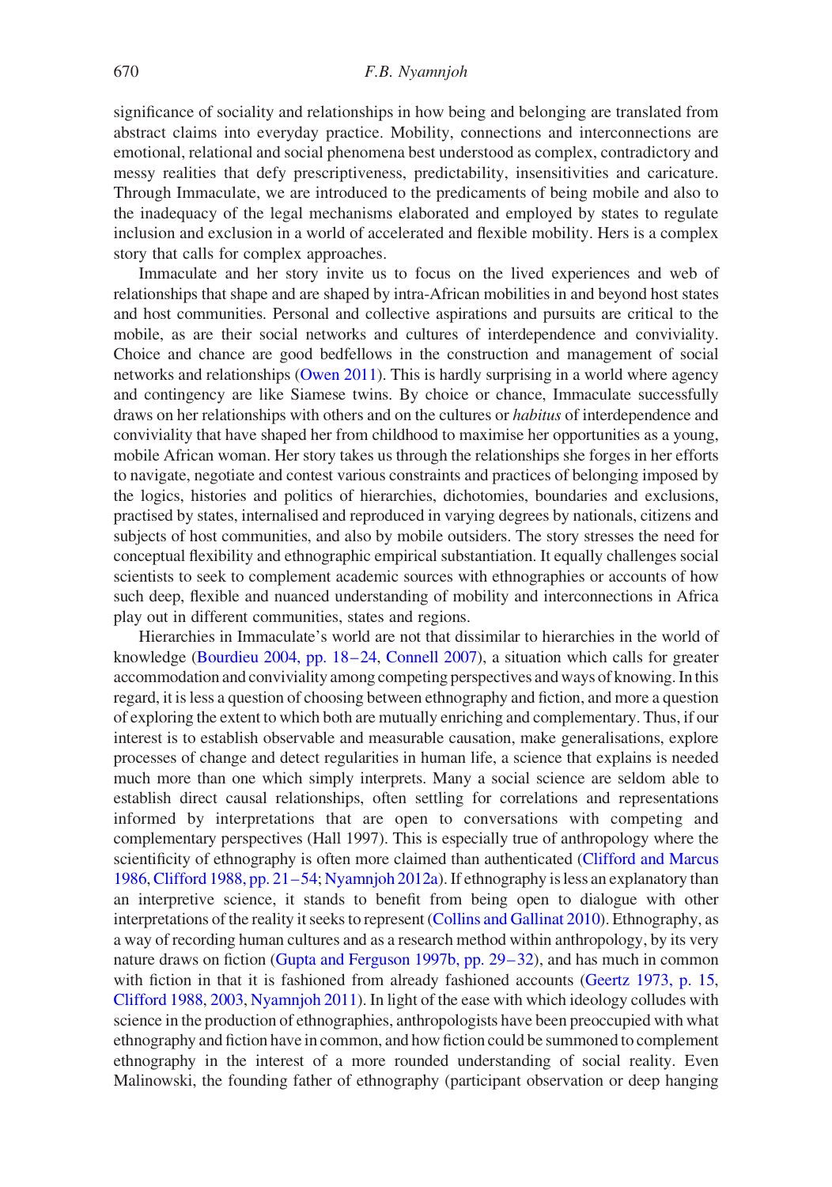significance of sociality and relationships in how being and belonging are translated from abstract claims into everyday practice. Mobility, connections and interconnections are emotional, relational and social phenomena best understood as complex, contradictory and messy realities that defy prescriptiveness, predictability, insensitivities and caricature. Through Immaculate, we are introduced to the predicaments of being mobile and also to the inadequacy of the legal mechanisms elaborated and employed by states to regulate inclusion and exclusion in a world of accelerated and flexible mobility. Hers is a complex story that calls for complex approaches.

Immaculate and her story invite us to focus on the lived experiences and web of relationships that shape and are shaped by intra-African mobilities in and beyond host states and host communities. Personal and collective aspirations and pursuits are critical to the mobile, as are their social networks and cultures of interdependence and conviviality. Choice and chance are good bedfellows in the construction and management of social networks and relationships (Owen 2011). This is hardly surprising in a world where agency and contingency are like Siamese twins. By choice or chance, Immaculate successfully draws on her relationships with others and on the cultures or *habitus* of interdependence and conviviality that have shaped her from childhood to maximise her opportunities as a young, mobile African woman. Her story takes us through the relationships she forges in her efforts to navigate, negotiate and contest various constraints and practices of belonging imposed by the logics, histories and politics of hierarchies, dichotomies, boundaries and exclusions, practised by states, internalised and reproduced in varying degrees by nationals, citizens and subjects of host communities, and also by mobile outsiders. The story stresses the need for conceptual flexibility and ethnographic empirical substantiation. It equally challenges social scientists to seek to complement academic sources with ethnographies or accounts of how such deep, flexible and nuanced understanding of mobility and interconnections in Africa play out in different communities, states and regions.

Hierarchies in Immaculate's world are not that dissimilar to hierarchies in the world of knowledge (Bourdieu 2004, pp. 18–24, Connell 2007), a situation which calls for greater accommodation and conviviality among competing perspectives and ways of knowing. In this regard, it is less a question of choosing between ethnography and fiction, and more a question of exploring the extent to which both are mutually enriching and complementary. Thus, if our interest is to establish observable and measurable causation, make generalisations, explore processes of change and detect regularities in human life, a science that explains is needed much more than one which simply interprets. Many a social science are seldom able to establish direct causal relationships, often settling for correlations and representations informed by interpretations that are open to conversations with competing and complementary perspectives (Hall 1997). This is especially true of anthropology where the scientificity of ethnography is often more claimed than authenticated (Clifford and Marcus 1986, Clifford 1988, pp. 21–54; Nyamnjoh 2012a). If ethnography is less an explanatory than an interpretive science, it stands to benefit from being open to dialogue with other interpretations of the reality it seeks to represent (Collins and Gallinat 2010). Ethnography, as a way of recording human cultures and as a research method within anthropology, by its very nature draws on fiction (Gupta and Ferguson 1997b, pp. 29–32), and has much in common with fiction in that it is fashioned from already fashioned accounts (Geertz 1973, p. 15, Clifford 1988, 2003, Nyamnjoh 2011). In light of the ease with which ideology colludes with science in the production of ethnographies, anthropologists have been preoccupied with what ethnography and fiction have in common, and how fiction could be summoned to complement ethnography in the interest of a more rounded understanding of social reality. Even Malinowski, the founding father of ethnography (participant observation or deep hanging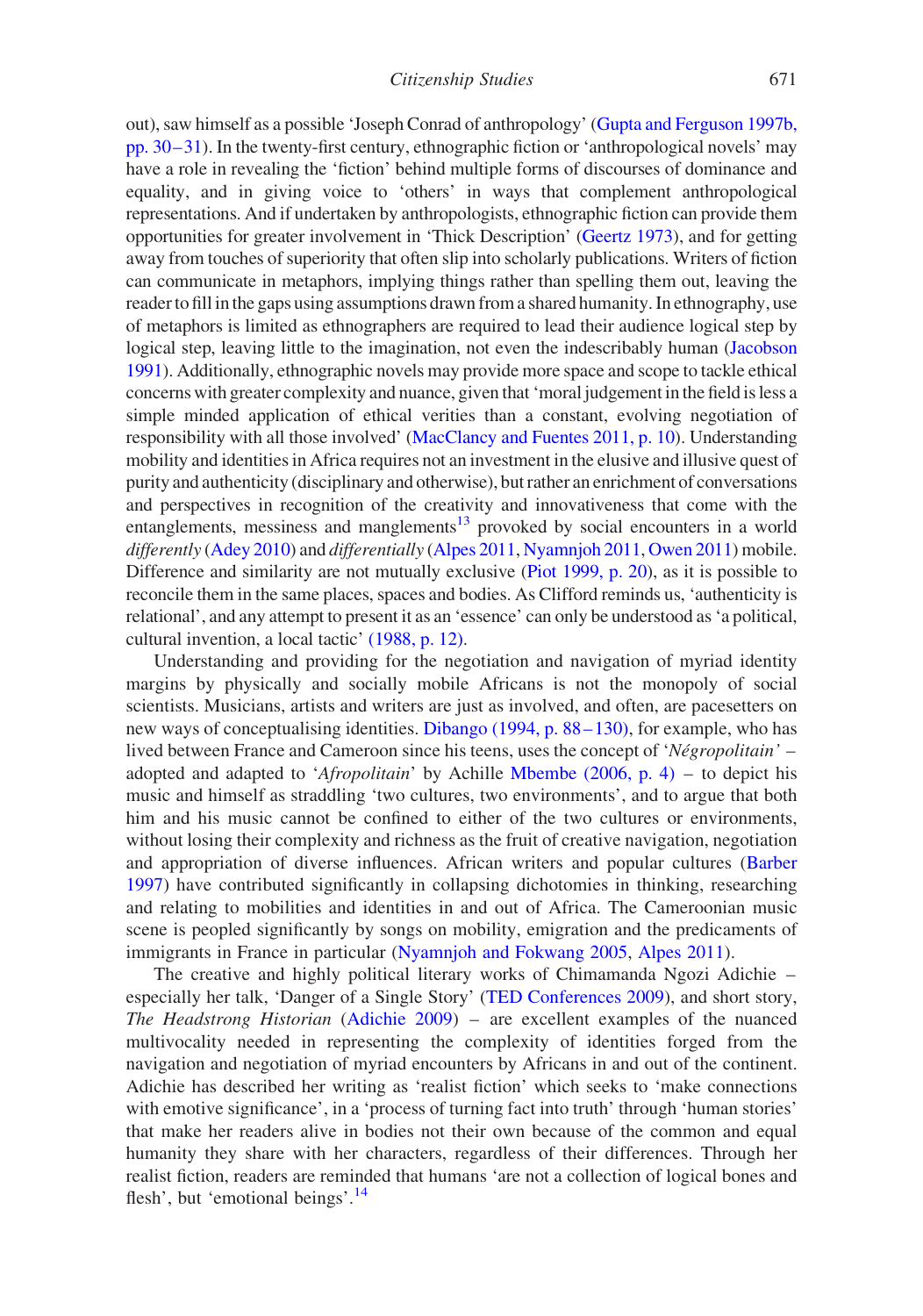out), saw himself as a possible 'Joseph Conrad of anthropology' (Gupta and Ferguson 1997b, pp. 30–31). In the twenty-first century, ethnographic fiction or 'anthropological novels' may have a role in revealing the 'fiction' behind multiple forms of discourses of dominance and equality, and in giving voice to 'others' in ways that complement anthropological representations. And if undertaken by anthropologists, ethnographic fiction can provide them opportunities for greater involvement in 'Thick Description' (Geertz 1973), and for getting away from touches of superiority that often slip into scholarly publications. Writers of fiction can communicate in metaphors, implying things rather than spelling them out, leaving the reader to fill in the gaps using assumptions drawn from a shared humanity. In ethnography, use of metaphors is limited as ethnographers are required to lead their audience logical step by logical step, leaving little to the imagination, not even the indescribably human (Jacobson 1991). Additionally, ethnographic novels may provide more space and scope to tackle ethical concerns with greater complexity and nuance, given that 'moral judgement in the field is less a simple minded application of ethical verities than a constant, evolving negotiation of responsibility with all those involved' (MacClancy and Fuentes 2011, p. 10). Understanding mobility and identities in Africa requires not an investment in the elusive and illusive quest of purity and authenticity (disciplinary and otherwise), but rather an enrichment of conversations and perspectives in recognition of the creativity and innovativeness that come with the entanglements, messiness and manglements[13] provoked by social encounters in a world *differently* (Adey 2010) and *differentially* (Alpes 2011, Nyamnjoh 2011, Owen 2011) mobile. Difference and similarity are not mutually exclusive (Piot 1999, p. 20), as it is possible to reconcile them in the same places, spaces and bodies. As Clifford reminds us, 'authenticity is relational', and any attempt to present it as an 'essence' can only be understood as 'a political, cultural invention, a local tactic' (1988, p. 12).

Understanding and providing for the negotiation and navigation of myriad identity margins by physically and socially mobile Africans is not the monopoly of social scientists. Musicians, artists and writers are just as involved, and often, are pacesetters on new ways of conceptualising identities. Dibango (1994, p. 88–130), for example, who has lived between France and Cameroon since his teens, uses the concept of '*Négropolitain'* – adopted and adapted to '*Afropolitain*' by Achille Mbembe (2006, p. 4) – to depict his music and himself as straddling 'two cultures, two environments', and to argue that both him and his music cannot be confined to either of the two cultures or environments, without losing their complexity and richness as the fruit of creative navigation, negotiation and appropriation of diverse influences. African writers and popular cultures (Barber 1997) have contributed significantly in collapsing dichotomies in thinking, researching and relating to mobilities and identities in and out of Africa. The Cameroonian music scene is peopled significantly by songs on mobility, emigration and the predicaments of immigrants in France in particular (Nyamnjoh and Fokwang 2005, Alpes 2011).

The creative and highly political literary works of Chimamanda Ngozi Adichie – especially her talk, 'Danger of a Single Story' (TED Conferences 2009), and short story, *The Headstrong Historian* (Adichie 2009) – are excellent examples of the nuanced multivocality needed in representing the complexity of identities forged from the navigation and negotiation of myriad encounters by Africans in and out of the continent. Adichie has described her writing as 'realist fiction' which seeks to 'make connections with emotive significance', in a 'process of turning fact into truth' through 'human stories' that make her readers alive in bodies not their own because of the common and equal humanity they share with her characters, regardless of their differences. Through her realist fiction, readers are reminded that humans 'are not a collection of logical bones and flesh', but 'emotional beings'.[14]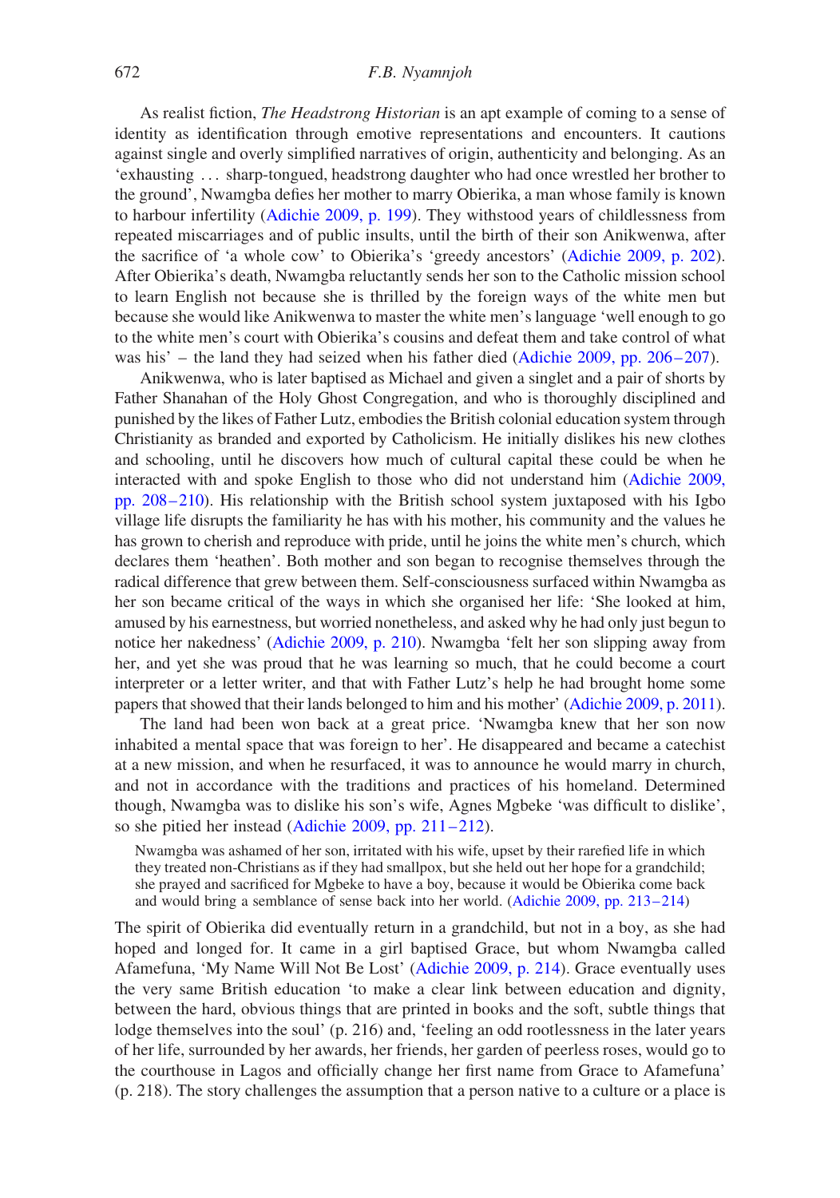As realist fiction, *The Headstrong Historian* is an apt example of coming to a sense of identity as identification through emotive representations and encounters. It cautions against single and overly simplified narratives of origin, authenticity and belonging. As an 'exhausting … sharp-tongued, headstrong daughter who had once wrestled her brother to the ground', Nwamgba defies her mother to marry Obierika, a man whose family is known to harbour infertility (Adichie 2009, p. 199). They withstood years of childlessness from repeated miscarriages and of public insults, until the birth of their son Anikwenwa, after the sacrifice of 'a whole cow' to Obierika's 'greedy ancestors' (Adichie 2009, p. 202). After Obierika's death, Nwamgba reluctantly sends her son to the Catholic mission school to learn English not because she is thrilled by the foreign ways of the white men but because she would like Anikwenwa to master the white men's language 'well enough to go to the white men's court with Obierika's cousins and defeat them and take control of what was his' – the land they had seized when his father died (Adichie 2009, pp. 206–207).

Anikwenwa, who is later baptised as Michael and given a singlet and a pair of shorts by Father Shanahan of the Holy Ghost Congregation, and who is thoroughly disciplined and punished by the likes of Father Lutz, embodies the British colonial education system through Christianity as branded and exported by Catholicism. He initially dislikes his new clothes and schooling, until he discovers how much of cultural capital these could be when he interacted with and spoke English to those who did not understand him (Adichie 2009, pp. 208–210). His relationship with the British school system juxtaposed with his Igbo village life disrupts the familiarity he has with his mother, his community and the values he has grown to cherish and reproduce with pride, until he joins the white men's church, which declares them 'heathen'. Both mother and son began to recognise themselves through the radical difference that grew between them. Self-consciousness surfaced within Nwamgba as her son became critical of the ways in which she organised her life: 'She looked at him, amused by his earnestness, but worried nonetheless, and asked why he had only just begun to notice her nakedness' (Adichie 2009, p. 210). Nwamgba 'felt her son slipping away from her, and yet she was proud that he was learning so much, that he could become a court interpreter or a letter writer, and that with Father Lutz's help he had brought home some papers that showed that their lands belonged to him and his mother' (Adichie 2009, p. 2011).

The land had been won back at a great price. 'Nwamgba knew that her son now inhabited a mental space that was foreign to her'. He disappeared and became a catechist at a new mission, and when he resurfaced, it was to announce he would marry in church, and not in accordance with the traditions and practices of his homeland. Determined though, Nwamgba was to dislike his son's wife, Agnes Mgbeke 'was difficult to dislike', so she pitied her instead (Adichie 2009, pp. 211–212).

> Nwamgba was ashamed of her son, irritated with his wife, upset by their rarefied life in which they treated non-Christians as if they had smallpox, but she held out her hope for a grandchild; she prayed and sacrificed for Mgbeke to have a boy, because it would be Obierika come back and would bring a semblance of sense back into her world. (Adichie 2009, pp. 213–214)

The spirit of Obierika did eventually return in a grandchild, but not in a boy, as she had hoped and longed for. It came in a girl baptised Grace, but whom Nwamgba called Afamefuna, 'My Name Will Not Be Lost' (Adichie 2009, p. 214). Grace eventually uses the very same British education 'to make a clear link between education and dignity, between the hard, obvious things that are printed in books and the soft, subtle things that lodge themselves into the soul' (p. 216) and, 'feeling an odd rootlessness in the later years of her life, surrounded by her awards, her friends, her garden of peerless roses, would go to the courthouse in Lagos and officially change her first name from Grace to Afamefuna' (p. 218). The story challenges the assumption that a person native to a culture or a place is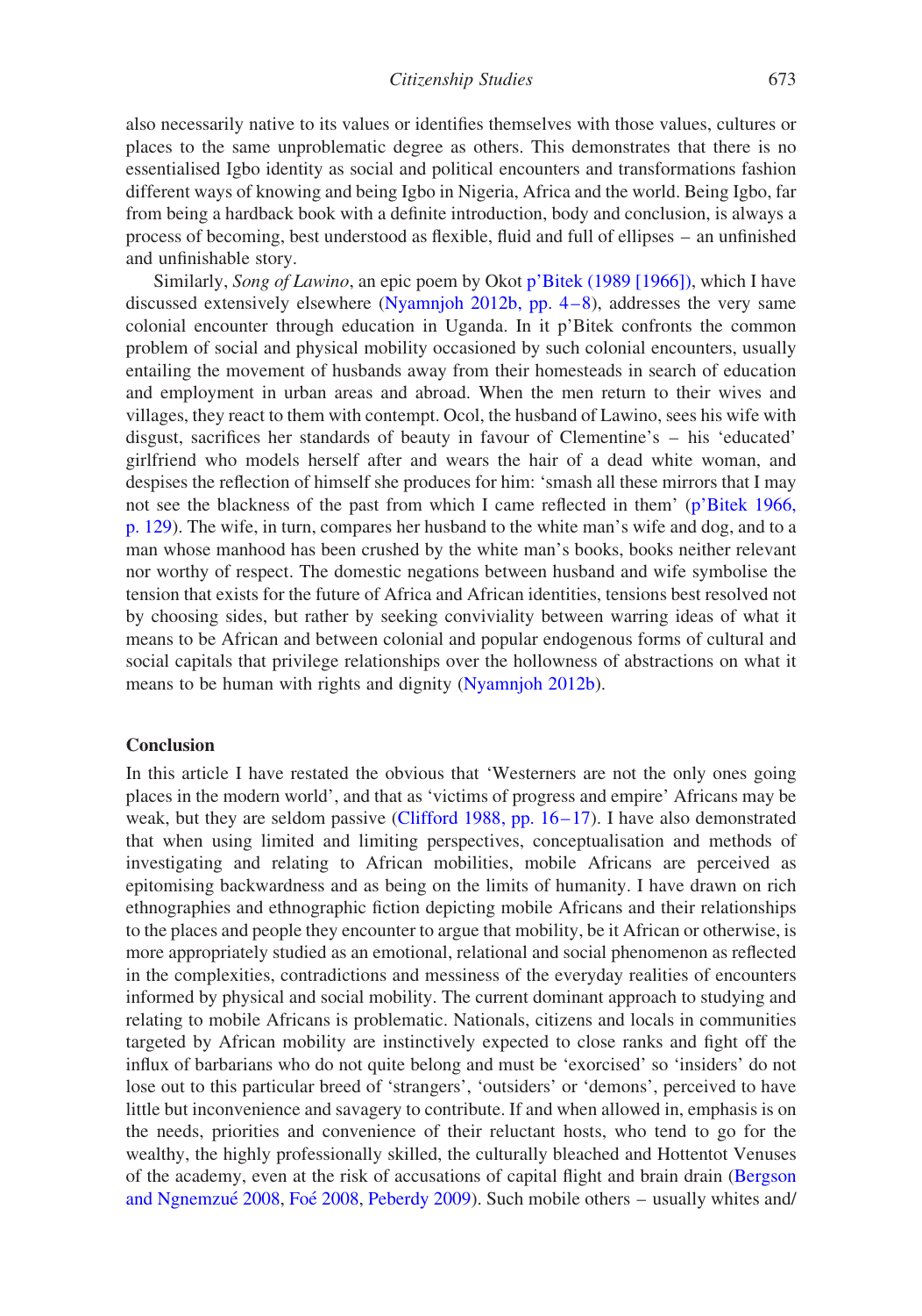also necessarily native to its values or identifies themselves with those values, cultures or places to the same unproblematic degree as others. This demonstrates that there is no essentialised Igbo identity as social and political encounters and transformations fashion different ways of knowing and being Igbo in Nigeria, Africa and the world. Being Igbo, far from being a hardback book with a definite introduction, body and conclusion, is always a process of becoming, best understood as flexible, fluid and full of ellipses – an unfinished and unfinishable story.

Similarly, *Song of Lawino*, an epic poem by Okot p'Bitek (1989 [1966]), which I have discussed extensively elsewhere (Nyamnjoh 2012b, pp. 4–8), addresses the very same colonial encounter through education in Uganda. In it p'Bitek confronts the common problem of social and physical mobility occasioned by such colonial encounters, usually entailing the movement of husbands away from their homesteads in search of education and employment in urban areas and abroad. When the men return to their wives and villages, they react to them with contempt. Ocol, the husband of Lawino, sees his wife with disgust, sacrifices her standards of beauty in favour of Clementine's – his 'educated' girlfriend who models herself after and wears the hair of a dead white woman, and despises the reflection of himself she produces for him: 'smash all these mirrors that I may not see the blackness of the past from which I came reflected in them' (p'Bitek 1966, p. 129). The wife, in turn, compares her husband to the white man's wife and dog, and to a man whose manhood has been crushed by the white man's books, books neither relevant nor worthy of respect. The domestic negations between husband and wife symbolise the tension that exists for the future of Africa and African identities, tensions best resolved not by choosing sides, but rather by seeking conviviality between warring ideas of what it means to be African and between colonial and popular endogenous forms of cultural and social capitals that privilege relationships over the hollowness of abstractions on what it means to be human with rights and dignity (Nyamnjoh 2012b).

## Conclusion

In this article I have restated the obvious that 'Westerners are not the only ones going places in the modern world', and that as 'victims of progress and empire' Africans may be weak, but they are seldom passive (Clifford 1988, pp. 16–17). I have also demonstrated that when using limited and limiting perspectives, conceptualisation and methods of investigating and relating to African mobilities, mobile Africans are perceived as epitomising backwardness and as being on the limits of humanity. I have drawn on rich ethnographies and ethnographic fiction depicting mobile Africans and their relationships to the places and people they encounter to argue that mobility, be it African or otherwise, is more appropriately studied as an emotional, relational and social phenomenon as reflected in the complexities, contradictions and messiness of the everyday realities of encounters informed by physical and social mobility. The current dominant approach to studying and relating to mobile Africans is problematic. Nationals, citizens and locals in communities targeted by African mobility are instinctively expected to close ranks and fight off the influx of barbarians who do not quite belong and must be 'exorcised' so 'insiders' do not lose out to this particular breed of 'strangers', 'outsiders' or 'demons', perceived to have little but inconvenience and savagery to contribute. If and when allowed in, emphasis is on the needs, priorities and convenience of their reluctant hosts, who tend to go for the wealthy, the highly professionally skilled, the culturally bleached and Hottentot Venuses of the academy, even at the risk of accusations of capital flight and brain drain (Bergson and Ngnemzué 2008, Foé 2008, Peberdy 2009). Such mobile others – usually whites and/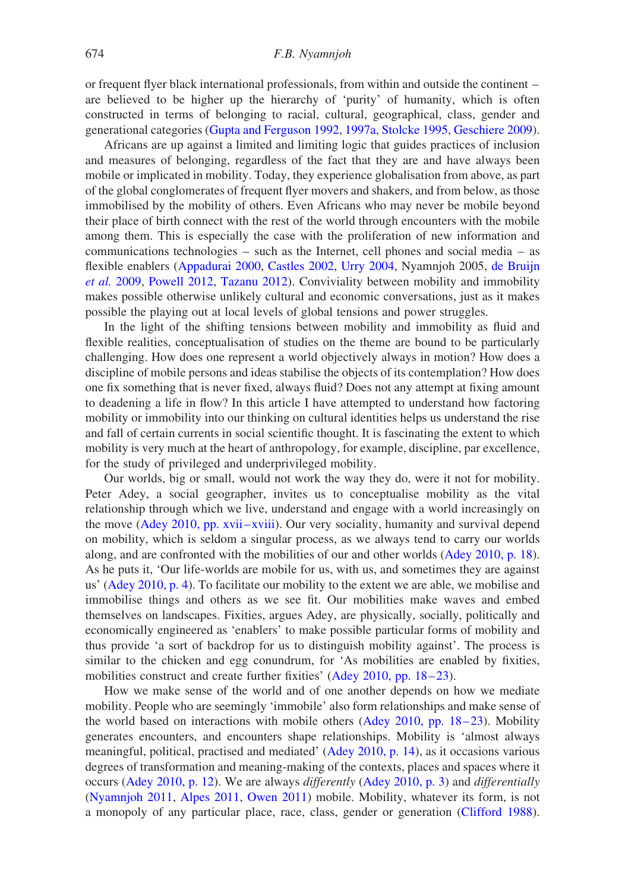or frequent flyer black international professionals, from within and outside the continent – are believed to be higher up the hierarchy of 'purity' of humanity, which is often constructed in terms of belonging to racial, cultural, geographical, class, gender and generational categories (Gupta and Ferguson 1992, 1997a, Stolcke 1995, Geschiere 2009).

Africans are up against a limited and limiting logic that guides practices of inclusion and measures of belonging, regardless of the fact that they are and have always been mobile or implicated in mobility. Today, they experience globalisation from above, as part of the global conglomerates of frequent flyer movers and shakers, and from below, as those immobilised by the mobility of others. Even Africans who may never be mobile beyond their place of birth connect with the rest of the world through encounters with the mobile among them. This is especially the case with the proliferation of new information and communications technologies – such as the Internet, cell phones and social media – as flexible enablers (Appadurai 2000, Castles 2002, Urry 2004, Nyamnjoh 2005, de Bruijn *et al.* 2009, Powell 2012, Tazanu 2012). Conviviality between mobility and immobility makes possible otherwise unlikely cultural and economic conversations, just as it makes possible the playing out at local levels of global tensions and power struggles.

In the light of the shifting tensions between mobility and immobility as fluid and flexible realities, conceptualisation of studies on the theme are bound to be particularly challenging. How does one represent a world objectively always in motion? How does a discipline of mobile persons and ideas stabilise the objects of its contemplation? How does one fix something that is never fixed, always fluid? Does not any attempt at fixing amount to deadening a life in flow? In this article I have attempted to understand how factoring mobility or immobility into our thinking on cultural identities helps us understand the rise and fall of certain currents in social scientific thought. It is fascinating the extent to which mobility is very much at the heart of anthropology, for example, discipline, par excellence, for the study of privileged and underprivileged mobility.

Our worlds, big or small, would not work the way they do, were it not for mobility. Peter Adey, a social geographer, invites us to conceptualise mobility as the vital relationship through which we live, understand and engage with a world increasingly on the move (Adey 2010, pp. xvii–xviii). Our very sociality, humanity and survival depend on mobility, which is seldom a singular process, as we always tend to carry our worlds along, and are confronted with the mobilities of our and other worlds (Adey 2010, p. 18). As he puts it, 'Our life-worlds are mobile for us, with us, and sometimes they are against us' (Adey 2010, p. 4). To facilitate our mobility to the extent we are able, we mobilise and immobilise things and others as we see fit. Our mobilities make waves and embed themselves on landscapes. Fixities, argues Adey, are physically, socially, politically and economically engineered as 'enablers' to make possible particular forms of mobility and thus provide 'a sort of backdrop for us to distinguish mobility against'. The process is similar to the chicken and egg conundrum, for 'As mobilities are enabled by fixities, mobilities construct and create further fixities' (Adey 2010, pp. 18–23).

How we make sense of the world and of one another depends on how we mediate mobility. People who are seemingly 'immobile' also form relationships and make sense of the world based on interactions with mobile others (Adey 2010, pp. 18–23). Mobility generates encounters, and encounters shape relationships. Mobility is 'almost always meaningful, political, practised and mediated' (Adey 2010, p. 14), as it occasions various degrees of transformation and meaning-making of the contexts, places and spaces where it occurs (Adey 2010, p. 12). We are always *differently* (Adey 2010, p. 3) and *differentially* (Nyamnjoh 2011, Alpes 2011, Owen 2011) mobile. Mobility, whatever its form, is not a monopoly of any particular place, race, class, gender or generation (Clifford 1988).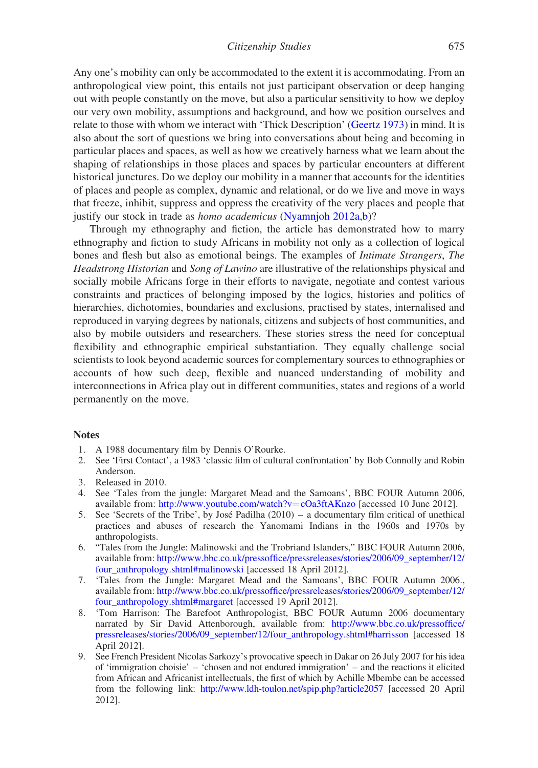Any one's mobility can only be accommodated to the extent it is accommodating. From an anthropological view point, this entails not just participant observation or deep hanging out with people constantly on the move, but also a particular sensitivity to how we deploy our very own mobility, assumptions and background, and how we position ourselves and relate to those with whom we interact with 'Thick Description' (Geertz 1973) in mind. It is also about the sort of questions we bring into conversations about being and becoming in particular places and spaces, as well as how we creatively harness what we learn about the shaping of relationships in those places and spaces by particular encounters at different historical junctures. Do we deploy our mobility in a manner that accounts for the identities of places and people as complex, dynamic and relational, or do we live and move in ways that freeze, inhibit, suppress and oppress the creativity of the very places and people that justify our stock in trade as *homo academicus* (Nyamnjoh 2012a,b)?

Through my ethnography and fiction, the article has demonstrated how to marry ethnography and fiction to study Africans in mobility not only as a collection of logical bones and flesh but also as emotional beings. The examples of *Intimate Strangers*, *The Headstrong Historian* and *Song of Lawino* are illustrative of the relationships physical and socially mobile Africans forge in their efforts to navigate, negotiate and contest various constraints and practices of belonging imposed by the logics, histories and politics of hierarchies, dichotomies, boundaries and exclusions, practised by states, internalised and reproduced in varying degrees by nationals, citizens and subjects of host communities, and also by mobile outsiders and researchers. These stories stress the need for conceptual flexibility and ethnographic empirical substantiation. They equally challenge social scientists to look beyond academic sources for complementary sources to ethnographies or accounts of how such deep, flexible and nuanced understanding of mobility and interconnections in Africa play out in different communities, states and regions of a world permanently on the move.

## Notes

1. A 1988 documentary film by Dennis O'Rourke.
2. See 'First Contact', a 1983 'classic film of cultural confrontation' by Bob Connolly and Robin Anderson.
3. Released in 2010.
4. See 'Tales from the jungle: Margaret Mead and the Samoans', BBC FOUR Autumn 2006, available from: http://www.youtube.com/watch?v=cOa3ftAKnzo [accessed 10 June 2012].
5. See 'Secrets of the Tribe', by José Padilha (2010) – a documentary film critical of unethical practices and abuses of research the Yanomami Indians in the 1960s and 1970s by anthropologists.
6. "Tales from the Jungle: Malinowski and the Trobriand Islanders," BBC FOUR Autumn 2006, available from: http://www.bbc.co.uk/pressoffice/pressreleases/stories/2006/09_september/12/four_anthropology.shtml#malinowski [accessed 18 April 2012].
7. 'Tales from the Jungle: Margaret Mead and the Samoans', BBC FOUR Autumn 2006., available from: http://www.bbc.co.uk/pressoffice/pressreleases/stories/2006/09_september/12/four_anthropology.shtml#margaret [accessed 19 April 2012].
8. 'Tom Harrison: The Barefoot Anthropologist, BBC FOUR Autumn 2006 documentary narrated by Sir David Attenborough, available from: http://www.bbc.co.uk/pressoffice/pressreleases/stories/2006/09_september/12/four_anthropology.shtml#harrisson [accessed 18 April 2012].
9. See French President Nicolas Sarkozy's provocative speech in Dakar on 26 July 2007 for his idea of 'immigration choisie' – 'chosen and not endured immigration' – and the reactions it elicited from African and Africanist intellectuals, the first of which by Achille Mbembe can be accessed from the following link: http://www.ldh-toulon.net/spip.php?article2057 [accessed 20 April 2012].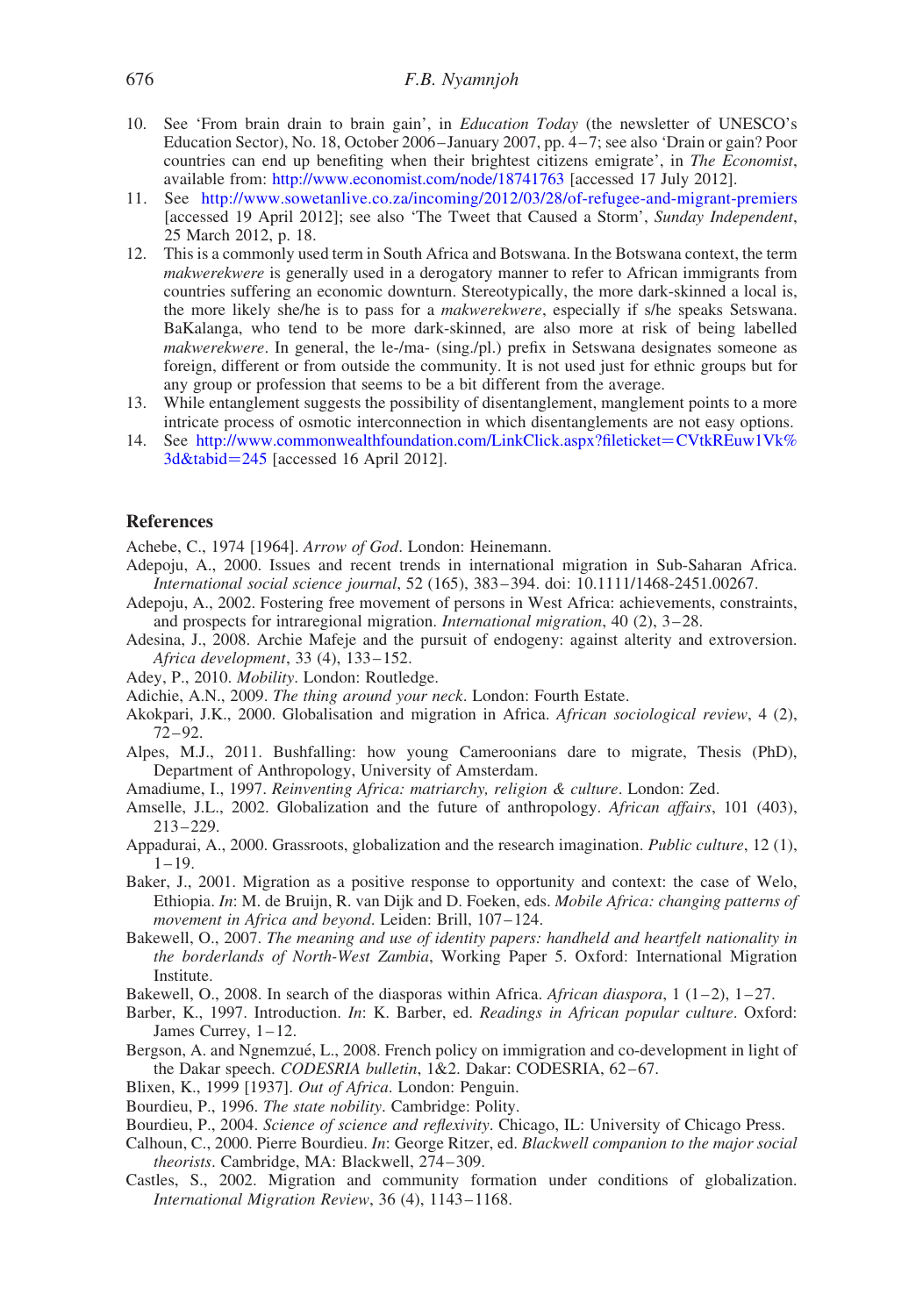10. See 'From brain drain to brain gain', in *Education Today* (the newsletter of UNESCO's Education Sector), No. 18, October 2006–January 2007, pp. 4–7; see also 'Drain or gain? Poor countries can end up benefiting when their brightest citizens emigrate', in *The Economist*, available from: http://www.economist.com/node/18741763 [accessed 17 July 2012].
11. See http://www.sowetanlive.co.za/incoming/2012/03/28/of-refugee-and-migrant-premiers [accessed 19 April 2012]; see also 'The Tweet that Caused a Storm', *Sunday Independent*, 25 March 2012, p. 18.
12. This is a commonly used term in South Africa and Botswana. In the Botswana context, the term *makwerekwere* is generally used in a derogatory manner to refer to African immigrants from countries suffering an economic downturn. Stereotypically, the more dark-skinned a local is, the more likely she/he is to pass for a *makwerekwere*, especially if s/he speaks Setswana. BaKalanga, who tend to be more dark-skinned, are also more at risk of being labelled *makwerekwere*. In general, the le-/ma- (sing./pl.) prefix in Setswana designates someone as foreign, different or from outside the community. It is not used just for ethnic groups but for any group or profession that seems to be a bit different from the average.
13. While entanglement suggests the possibility of disentanglement, manglement points to a more intricate process of osmotic interconnection in which disentanglements are not easy options.
14. See http://www.commonwealthfoundation.com/LinkClick.aspx?fileticket=CVtkREuw1Vk%3d&tabid=245 [accessed 16 April 2012].

## References

Achebe, C., 1974 [1964]. *Arrow of God*. London: Heinemann.

Adepoju, A., 2000. Issues and recent trends in international migration in Sub-Saharan Africa. *International social science journal*, 52 (165), 383–394. doi: 10.1111/1468-2451.00267.

Adepoju, A., 2002. Fostering free movement of persons in West Africa: achievements, constraints, and prospects for intraregional migration. *International migration*, 40 (2), 3–28.

Adesina, J., 2008. Archie Mafeje and the pursuit of endogeny: against alterity and extroversion. *Africa development*, 33 (4), 133–152.

Adey, P., 2010. *Mobility*. London: Routledge.

Adichie, A.N., 2009. *The thing around your neck*. London: Fourth Estate.

Akokpari, J.K., 2000. Globalisation and migration in Africa. *African sociological review*, 4 (2), 72–92.

Alpes, M.J., 2011. Bushfalling: how young Cameroonians dare to migrate, Thesis (PhD), Department of Anthropology, University of Amsterdam.

Amadiume, I., 1997. *Reinventing Africa: matriarchy, religion & culture*. London: Zed.

Amselle, J.L., 2002. Globalization and the future of anthropology. *African affairs*, 101 (403), 213–229.

Appadurai, A., 2000. Grassroots, globalization and the research imagination. *Public culture*, 12 (1), 1–19.

Baker, J., 2001. Migration as a positive response to opportunity and context: the case of Welo, Ethiopia. *In*: M. de Bruijn, R. van Dijk and D. Foeken, eds. *Mobile Africa: changing patterns of movement in Africa and beyond*. Leiden: Brill, 107–124.

Bakewell, O., 2007. *The meaning and use of identity papers: handheld and heartfelt nationality in the borderlands of North-West Zambia*, Working Paper 5. Oxford: International Migration Institute.

Bakewell, O., 2008. In search of the diasporas within Africa. *African diaspora*, 1 (1–2), 1–27.

Barber, K., 1997. Introduction. *In*: K. Barber, ed. *Readings in African popular culture*. Oxford: James Currey, 1–12.

Bergson, A. and Ngnemzué, L., 2008. French policy on immigration and co-development in light of the Dakar speech. *CODESRIA bulletin*, 1&2. Dakar: CODESRIA, 62–67.

Blixen, K., 1999 [1937]. *Out of Africa*. London: Penguin.

Bourdieu, P., 1996. *The state nobility*. Cambridge: Polity.

Bourdieu, P., 2004. *Science of science and reflexivity*. Chicago, IL: University of Chicago Press.

Calhoun, C., 2000. Pierre Bourdieu. *In*: George Ritzer, ed. *Blackwell companion to the major social theorists*. Cambridge, MA: Blackwell, 274–309.

Castles, S., 2002. Migration and community formation under conditions of globalization. *International Migration Review*, 36 (4), 1143–1168.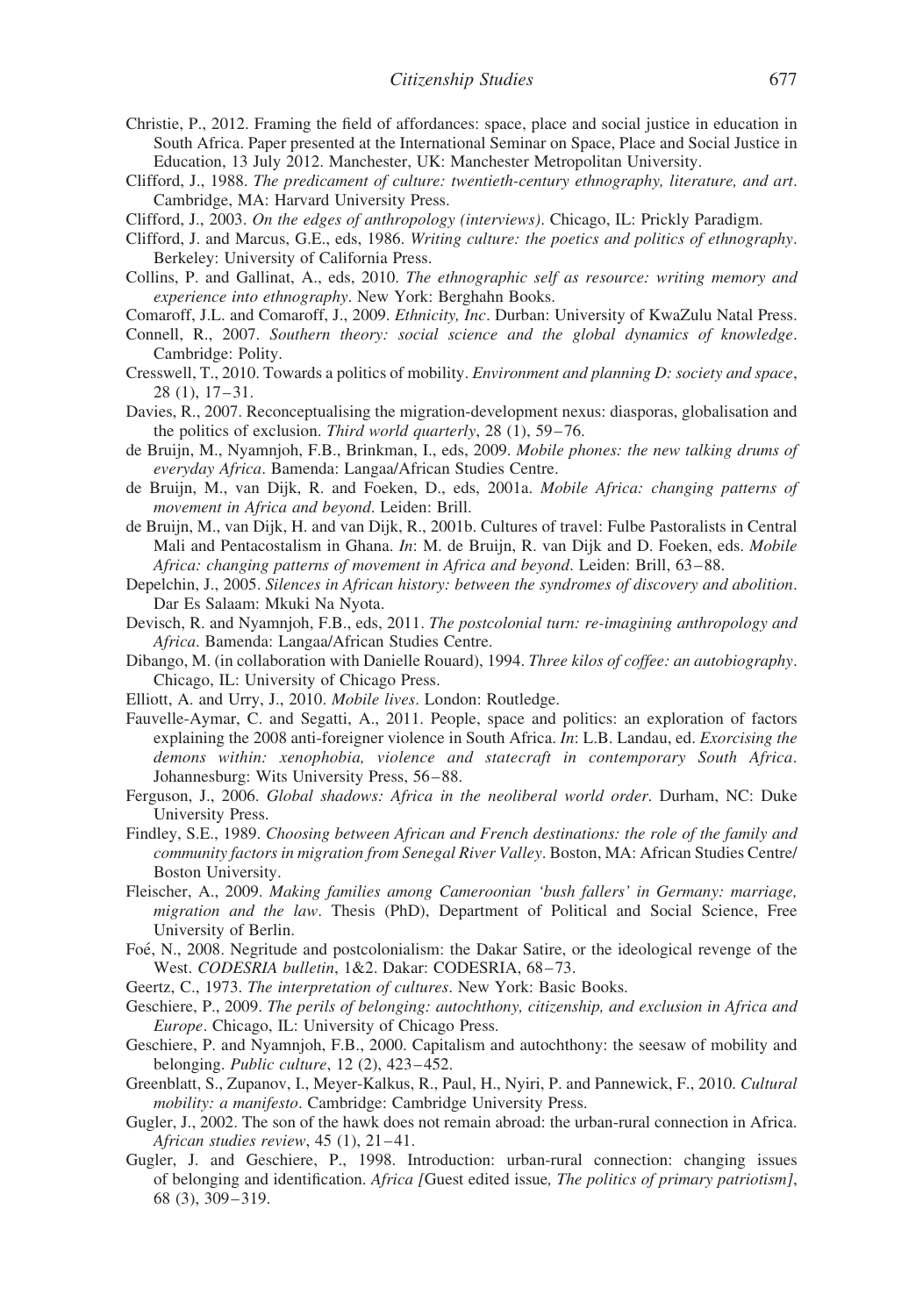Christie, P., 2012. Framing the field of affordances: space, place and social justice in education in South Africa. Paper presented at the International Seminar on Space, Place and Social Justice in Education, 13 July 2012. Manchester, UK: Manchester Metropolitan University.

Clifford, J., 1988. *The predicament of culture: twentieth-century ethnography, literature, and art*. Cambridge, MA: Harvard University Press.

Clifford, J., 2003. *On the edges of anthropology (interviews)*. Chicago, IL: Prickly Paradigm.

Clifford, J. and Marcus, G.E., eds, 1986. *Writing culture: the poetics and politics of ethnography*. Berkeley: University of California Press.

Collins, P. and Gallinat, A., eds, 2010. *The ethnographic self as resource: writing memory and experience into ethnography*. New York: Berghahn Books.

Comaroff, J.L. and Comaroff, J., 2009. *Ethnicity, Inc*. Durban: University of KwaZulu Natal Press.

Connell, R., 2007. *Southern theory: social science and the global dynamics of knowledge*. Cambridge: Polity.

Cresswell, T., 2010. Towards a politics of mobility. *Environment and planning D: society and space*, 28 (1), 17–31.

Davies, R., 2007. Reconceptualising the migration-development nexus: diasporas, globalisation and the politics of exclusion. *Third world quarterly*, 28 (1), 59–76.

de Bruijn, M., Nyamnjoh, F.B., Brinkman, I., eds, 2009. *Mobile phones: the new talking drums of everyday Africa*. Bamenda: Langaa/African Studies Centre.

de Bruijn, M., van Dijk, R. and Foeken, D., eds, 2001a. *Mobile Africa: changing patterns of movement in Africa and beyond*. Leiden: Brill.

de Bruijn, M., van Dijk, H. and van Dijk, R., 2001b. Cultures of travel: Fulbe Pastoralists in Central Mali and Pentacostalism in Ghana. *In*: M. de Bruijn, R. van Dijk and D. Foeken, eds. *Mobile Africa: changing patterns of movement in Africa and beyond*. Leiden: Brill, 63–88.

Depelchin, J., 2005. *Silences in African history: between the syndromes of discovery and abolition*. Dar Es Salaam: Mkuki Na Nyota.

Devisch, R. and Nyamnjoh, F.B., eds, 2011. *The postcolonial turn: re-imagining anthropology and Africa*. Bamenda: Langaa/African Studies Centre.

Dibango, M. (in collaboration with Danielle Rouard), 1994. *Three kilos of coffee: an autobiography*. Chicago, IL: University of Chicago Press.

Elliott, A. and Urry, J., 2010. *Mobile lives*. London: Routledge.

Fauvelle-Aymar, C. and Segatti, A., 2011. People, space and politics: an exploration of factors explaining the 2008 anti-foreigner violence in South Africa. *In*: L.B. Landau, ed. *Exorcising the demons within: xenophobia, violence and statecraft in contemporary South Africa*. Johannesburg: Wits University Press, 56–88.

Ferguson, J., 2006. *Global shadows: Africa in the neoliberal world order*. Durham, NC: Duke University Press.

Findley, S.E., 1989. *Choosing between African and French destinations: the role of the family and community factors in migration from Senegal River Valley*. Boston, MA: African Studies Centre/ Boston University.

Fleischer, A., 2009. *Making families among Cameroonian 'bush fallers' in Germany: marriage, migration and the law*. Thesis (PhD), Department of Political and Social Science, Free University of Berlin.

Foé, N., 2008. Negritude and postcolonialism: the Dakar Satire, or the ideological revenge of the West. *CODESRIA bulletin*, 1&2. Dakar: CODESRIA, 68–73.

Geertz, C., 1973. *The interpretation of cultures*. New York: Basic Books.

Geschiere, P., 2009. *The perils of belonging: autochthony, citizenship, and exclusion in Africa and Europe*. Chicago, IL: University of Chicago Press.

Geschiere, P. and Nyamnjoh, F.B., 2000. Capitalism and autochthony: the seesaw of mobility and belonging. *Public culture*, 12 (2), 423–452.

Greenblatt, S., Zupanov, I., Meyer-Kalkus, R., Paul, H., Nyiri, P. and Pannewick, F., 2010. *Cultural mobility: a manifesto*. Cambridge: Cambridge University Press.

Gugler, J., 2002. The son of the hawk does not remain abroad: the urban-rural connection in Africa. *African studies review*, 45 (1), 21–41.

Gugler, J. and Geschiere, P., 1998. Introduction: urban-rural connection: changing issues of belonging and identification. *Africa [*Guest edited issue*, The politics of primary patriotism]*, 68 (3), 309–319.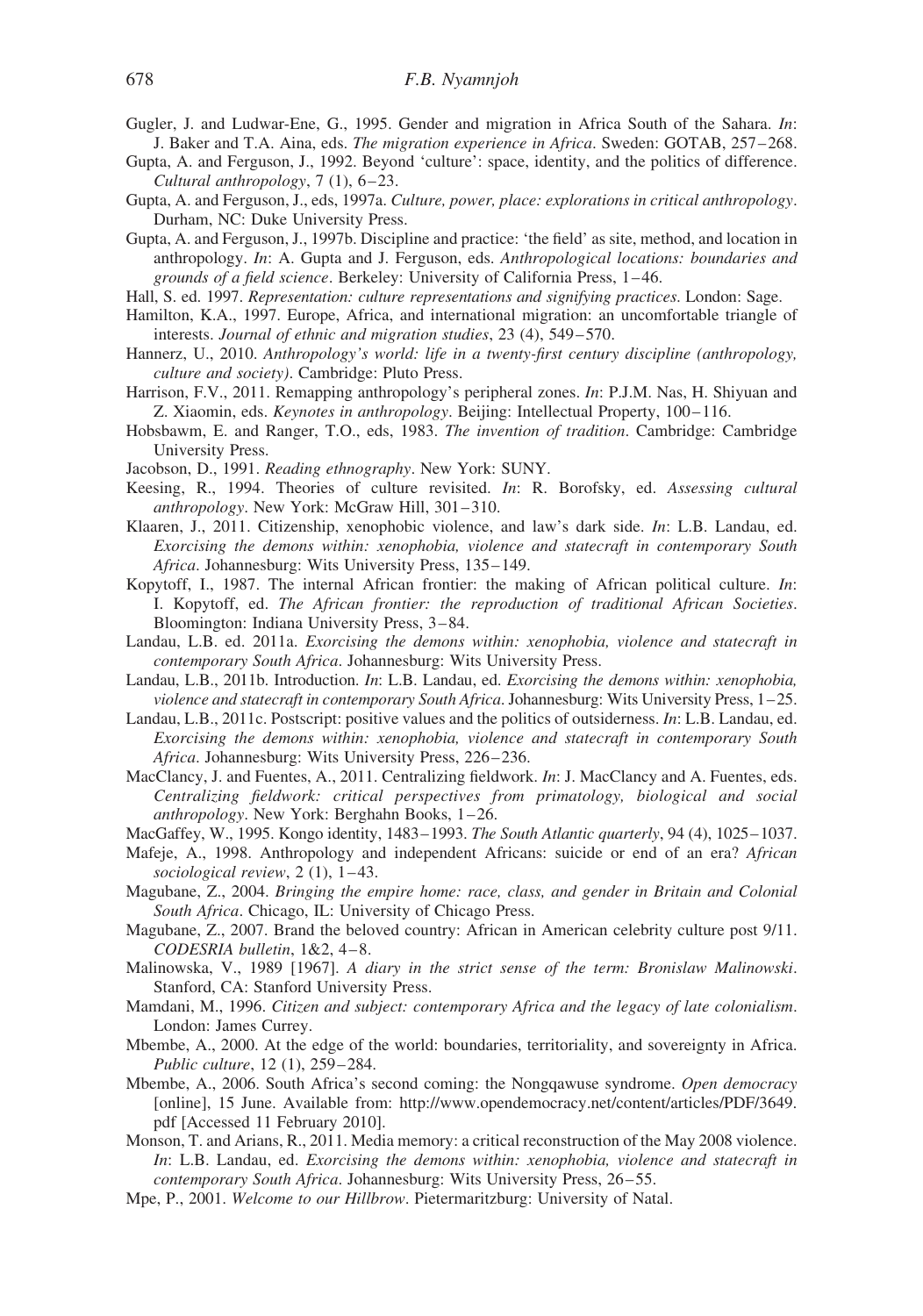Gugler, J. and Ludwar-Ene, G., 1995. Gender and migration in Africa South of the Sahara. *In*: J. Baker and T.A. Aina, eds. *The migration experience in Africa*. Sweden: GOTAB, 257–268.

Gupta, A. and Ferguson, J., 1992. Beyond 'culture': space, identity, and the politics of difference. *Cultural anthropology*, 7 (1), 6–23.

Gupta, A. and Ferguson, J., eds, 1997a. *Culture, power, place: explorations in critical anthropology*. Durham, NC: Duke University Press.

Gupta, A. and Ferguson, J., 1997b. Discipline and practice: 'the field' as site, method, and location in anthropology. *In*: A. Gupta and J. Ferguson, eds. *Anthropological locations: boundaries and grounds of a field science*. Berkeley: University of California Press, 1–46.

Hall, S. ed. 1997. *Representation: culture representations and signifying practices*. London: Sage.

Hamilton, K.A., 1997. Europe, Africa, and international migration: an uncomfortable triangle of interests. *Journal of ethnic and migration studies*, 23 (4), 549–570.

Hannerz, U., 2010. *Anthropology's world: life in a twenty-first century discipline (anthropology, culture and society)*. Cambridge: Pluto Press.

Harrison, F.V., 2011. Remapping anthropology's peripheral zones. *In*: P.J.M. Nas, H. Shiyuan and Z. Xiaomin, eds. *Keynotes in anthropology*. Beijing: Intellectual Property, 100–116.

Hobsbawm, E. and Ranger, T.O., eds, 1983. *The invention of tradition*. Cambridge: Cambridge University Press.

Jacobson, D., 1991. *Reading ethnography*. New York: SUNY.

Keesing, R., 1994. Theories of culture revisited. *In*: R. Borofsky, ed. *Assessing cultural anthropology*. New York: McGraw Hill, 301–310.

Klaaren, J., 2011. Citizenship, xenophobic violence, and law's dark side. *In*: L.B. Landau, ed. *Exorcising the demons within: xenophobia, violence and statecraft in contemporary South Africa*. Johannesburg: Wits University Press, 135–149.

Kopytoff, I., 1987. The internal African frontier: the making of African political culture. *In*: I. Kopytoff, ed. *The African frontier: the reproduction of traditional African Societies*. Bloomington: Indiana University Press, 3–84.

Landau, L.B. ed. 2011a. *Exorcising the demons within: xenophobia, violence and statecraft in contemporary South Africa*. Johannesburg: Wits University Press.

Landau, L.B., 2011b. Introduction. *In*: L.B. Landau, ed. *Exorcising the demons within: xenophobia, violence and statecraft in contemporary South Africa*. Johannesburg: Wits University Press, 1–25.

Landau, L.B., 2011c. Postscript: positive values and the politics of outsiderness. *In*: L.B. Landau, ed. *Exorcising the demons within: xenophobia, violence and statecraft in contemporary South Africa*. Johannesburg: Wits University Press, 226–236.

MacClancy, J. and Fuentes, A., 2011. Centralizing fieldwork. *In*: J. MacClancy and A. Fuentes, eds. *Centralizing fieldwork: critical perspectives from primatology, biological and social anthropology*. New York: Berghahn Books, 1–26.

MacGaffey, W., 1995. Kongo identity, 1483–1993. *The South Atlantic quarterly*, 94 (4), 1025–1037.

Mafeje, A., 1998. Anthropology and independent Africans: suicide or end of an era? *African sociological review*, 2 (1), 1–43.

Magubane, Z., 2004. *Bringing the empire home: race, class, and gender in Britain and Colonial South Africa*. Chicago, IL: University of Chicago Press.

Magubane, Z., 2007. Brand the beloved country: African in American celebrity culture post 9/11. *CODESRIA bulletin*, 1&2, 4–8.

Malinowska, V., 1989 [1967]. *A diary in the strict sense of the term: Bronislaw Malinowski*. Stanford, CA: Stanford University Press.

Mamdani, M., 1996. *Citizen and subject: contemporary Africa and the legacy of late colonialism*. London: James Currey.

Mbembe, A., 2000. At the edge of the world: boundaries, territoriality, and sovereignty in Africa. *Public culture*, 12 (1), 259–284.

Mbembe, A., 2006. South Africa's second coming: the Nongqawuse syndrome. *Open democracy* [online], 15 June. Available from: http://www.opendemocracy.net/content/articles/PDF/3649.pdf [Accessed 11 February 2010].

Monson, T. and Arians, R., 2011. Media memory: a critical reconstruction of the May 2008 violence. *In*: L.B. Landau, ed. *Exorcising the demons within: xenophobia, violence and statecraft in contemporary South Africa*. Johannesburg: Wits University Press, 26–55.

Mpe, P., 2001. *Welcome to our Hillbrow*. Pietermaritzburg: University of Natal.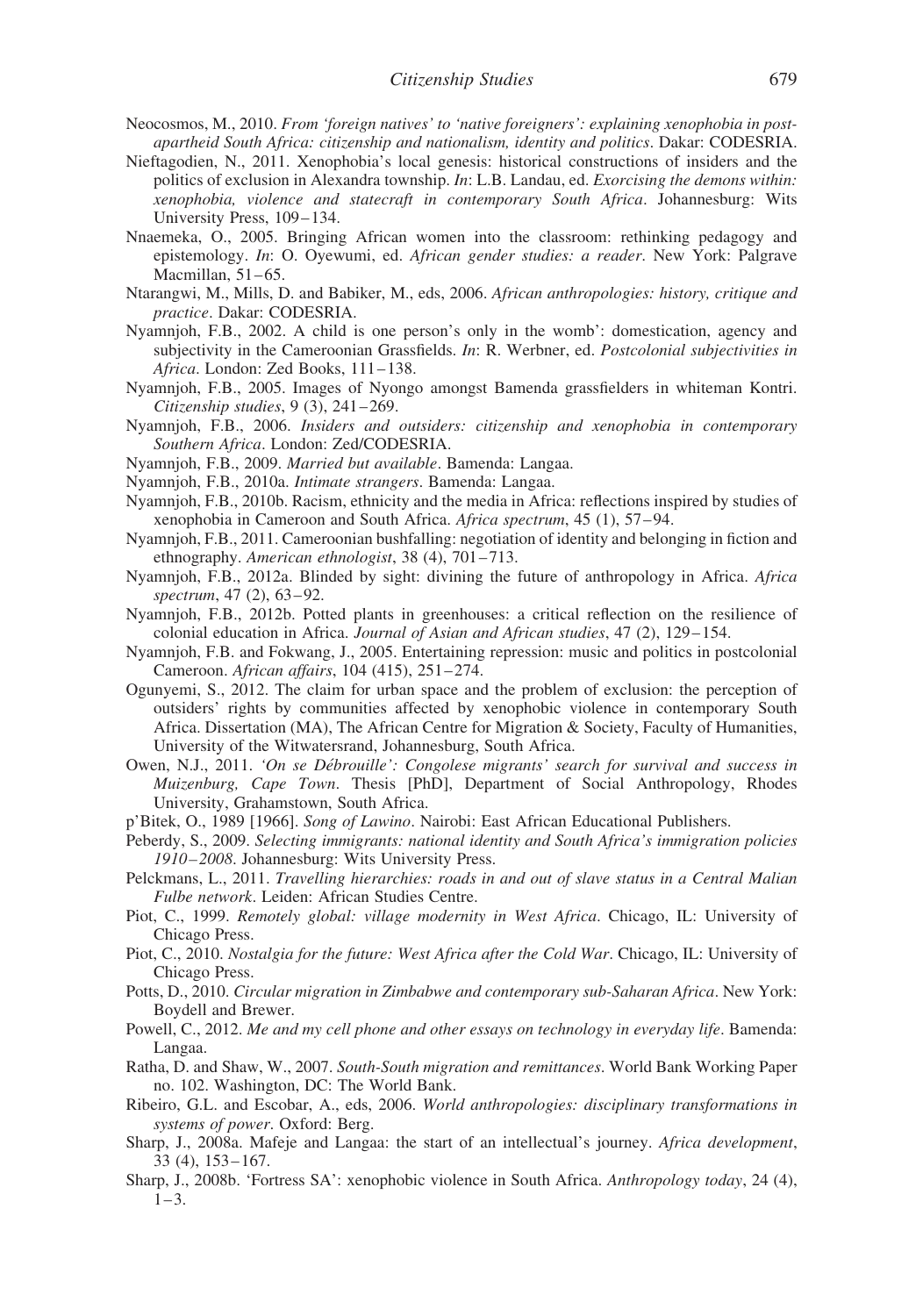Neocosmos, M., 2010. *From 'foreign natives' to 'native foreigners': explaining xenophobia in post-apartheid South Africa: citizenship and nationalism, identity and politics*. Dakar: CODESRIA.

Nieftagodien, N., 2011. Xenophobia's local genesis: historical constructions of insiders and the politics of exclusion in Alexandra township. *In*: L.B. Landau, ed. *Exorcising the demons within: xenophobia, violence and statecraft in contemporary South Africa*. Johannesburg: Wits University Press, 109–134.

Nnaemeka, O., 2005. Bringing African women into the classroom: rethinking pedagogy and epistemology. *In*: O. Oyewumi, ed. *African gender studies: a reader*. New York: Palgrave Macmillan, 51–65.

Ntarangwi, M., Mills, D. and Babiker, M., eds, 2006. *African anthropologies: history, critique and practice*. Dakar: CODESRIA.

Nyamnjoh, F.B., 2002. A child is one person's only in the womb': domestication, agency and subjectivity in the Cameroonian Grassfields. *In*: R. Werbner, ed. *Postcolonial subjectivities in Africa*. London: Zed Books, 111–138.

Nyamnjoh, F.B., 2005. Images of Nyongo amongst Bamenda grassfielders in whiteman Kontri. *Citizenship studies*, 9 (3), 241–269.

Nyamnjoh, F.B., 2006. *Insiders and outsiders: citizenship and xenophobia in contemporary Southern Africa*. London: Zed/CODESRIA.

Nyamnjoh, F.B., 2009. *Married but available*. Bamenda: Langaa.

Nyamnjoh, F.B., 2010a. *Intimate strangers*. Bamenda: Langaa.

Nyamnjoh, F.B., 2010b. Racism, ethnicity and the media in Africa: reflections inspired by studies of xenophobia in Cameroon and South Africa. *Africa spectrum*, 45 (1), 57–94.

Nyamnjoh, F.B., 2011. Cameroonian bushfalling: negotiation of identity and belonging in fiction and ethnography. *American ethnologist*, 38 (4), 701–713.

Nyamnjoh, F.B., 2012a. Blinded by sight: divining the future of anthropology in Africa. *Africa spectrum*, 47 (2), 63–92.

Nyamnjoh, F.B., 2012b. Potted plants in greenhouses: a critical reflection on the resilience of colonial education in Africa. *Journal of Asian and African studies*, 47 (2), 129–154.

Nyamnjoh, F.B. and Fokwang, J., 2005. Entertaining repression: music and politics in postcolonial Cameroon. *African affairs*, 104 (415), 251–274.

Ogunyemi, S., 2012. The claim for urban space and the problem of exclusion: the perception of outsiders' rights by communities affected by xenophobic violence in contemporary South Africa. Dissertation (MA), The African Centre for Migration & Society, Faculty of Humanities, University of the Witwatersrand, Johannesburg, South Africa.

Owen, N.J., 2011. *'On se Débrouille': Congolese migrants' search for survival and success in Muizenburg, Cape Town*. Thesis [PhD], Department of Social Anthropology, Rhodes University, Grahamstown, South Africa.

p'Bitek, O., 1989 [1966]. *Song of Lawino*. Nairobi: East African Educational Publishers.

Peberdy, S., 2009. *Selecting immigrants: national identity and South Africa's immigration policies 1910–2008*. Johannesburg: Wits University Press.

Pelckmans, L., 2011. *Travelling hierarchies: roads in and out of slave status in a Central Malian Fulbe network*. Leiden: African Studies Centre.

Piot, C., 1999. *Remotely global: village modernity in West Africa*. Chicago, IL: University of Chicago Press.

Piot, C., 2010. *Nostalgia for the future: West Africa after the Cold War*. Chicago, IL: University of Chicago Press.

Potts, D., 2010. *Circular migration in Zimbabwe and contemporary sub-Saharan Africa*. New York: Boydell and Brewer.

Powell, C., 2012. *Me and my cell phone and other essays on technology in everyday life*. Bamenda: Langaa.

Ratha, D. and Shaw, W., 2007. *South-South migration and remittances*. World Bank Working Paper no. 102. Washington, DC: The World Bank.

Ribeiro, G.L. and Escobar, A., eds, 2006. *World anthropologies: disciplinary transformations in systems of power*. Oxford: Berg.

Sharp, J., 2008a. Mafeje and Langaa: the start of an intellectual's journey. *Africa development*, 33 (4), 153–167.

Sharp, J., 2008b. 'Fortress SA': xenophobic violence in South Africa. *Anthropology today*, 24 (4), 1–3.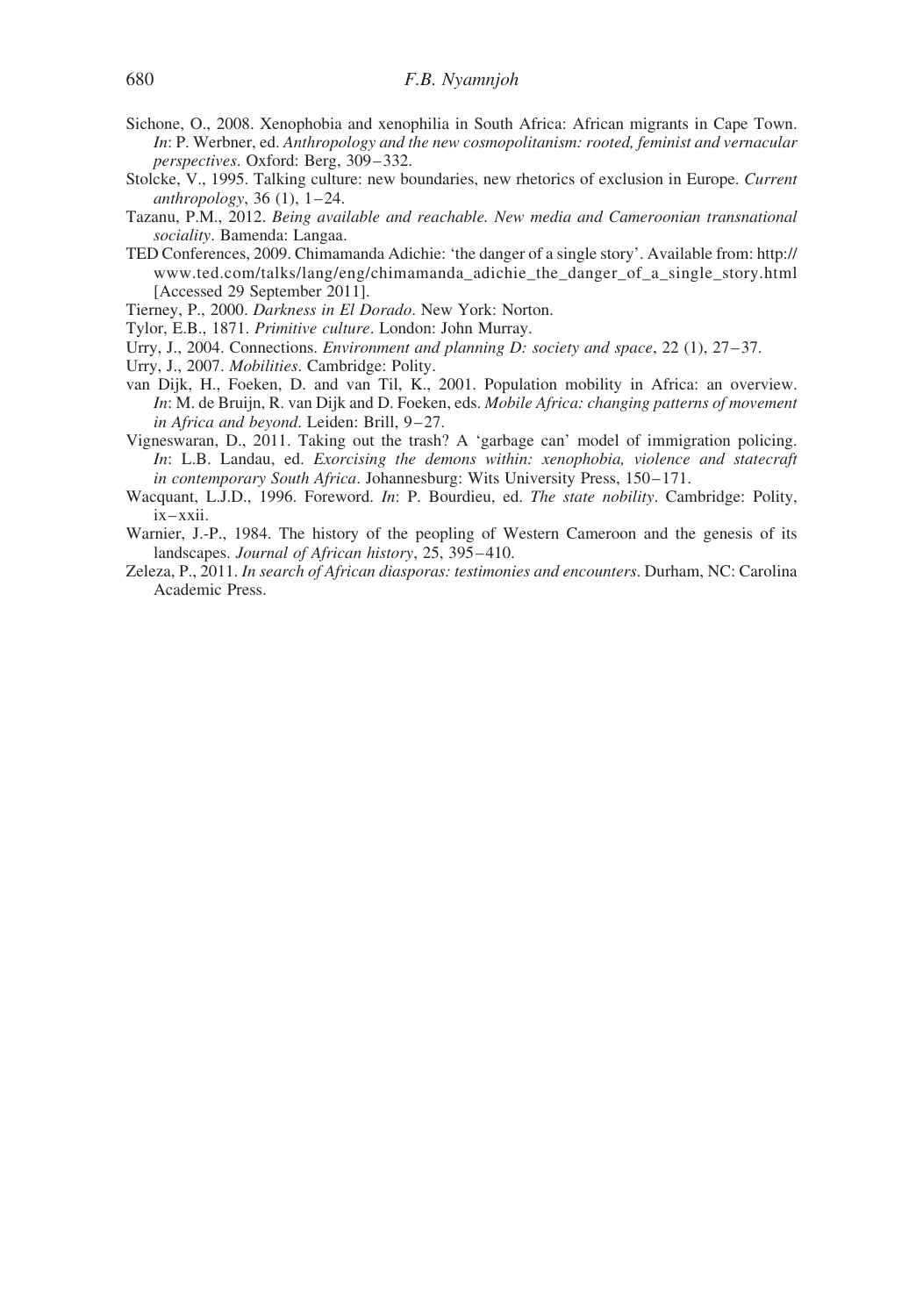Sichone, O., 2008. Xenophobia and xenophilia in South Africa: African migrants in Cape Town. *In*: P. Werbner, ed. *Anthropology and the new cosmopolitanism: rooted, feminist and vernacular perspectives*. Oxford: Berg, 309–332.

Stolcke, V., 1995. Talking culture: new boundaries, new rhetorics of exclusion in Europe. *Current anthropology*, 36 (1), 1–24.

Tazanu, P.M., 2012. *Being available and reachable. New media and Cameroonian transnational sociality*. Bamenda: Langaa.

TED Conferences, 2009. Chimamanda Adichie: 'the danger of a single story'. Available from: http://www.ted.com/talks/lang/eng/chimamanda_adichie_the_danger_of_a_single_story.html [Accessed 29 September 2011].

Tierney, P., 2000. *Darkness in El Dorado*. New York: Norton.

Tylor, E.B., 1871. *Primitive culture*. London: John Murray.

Urry, J., 2004. Connections. *Environment and planning D: society and space*, 22 (1), 27–37.

Urry, J., 2007. *Mobilities*. Cambridge: Polity.

van Dijk, H., Foeken, D. and van Til, K., 2001. Population mobility in Africa: an overview. *In*: M. de Bruijn, R. van Dijk and D. Foeken, eds. *Mobile Africa: changing patterns of movement in Africa and beyond*. Leiden: Brill, 9–27.

Vigneswaran, D., 2011. Taking out the trash? A 'garbage can' model of immigration policing. *In*: L.B. Landau, ed. *Exorcising the demons within: xenophobia, violence and statecraft in contemporary South Africa*. Johannesburg: Wits University Press, 150–171.

Wacquant, L.J.D., 1996. Foreword. *In*: P. Bourdieu, ed. *The state nobility*. Cambridge: Polity, ix–xxii.

Warnier, J.-P., 1984. The history of the peopling of Western Cameroon and the genesis of its landscapes. *Journal of African history*, 25, 395–410.

Zeleza, P., 2011. *In search of African diasporas: testimonies and encounters*. Durham, NC: Carolina Academic Press.